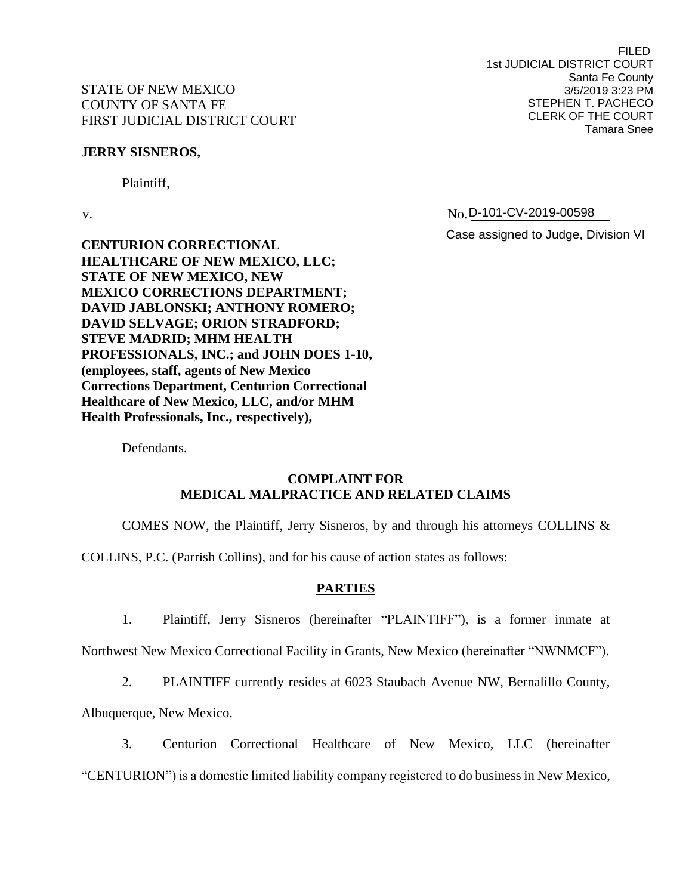FILED
1st JUDICIAL DISTRICT COURT
Santa Fe County
3/5/2019 3:23 PM
STEPHEN T. PACHECO
CLERK OF THE COURT
Tamara Snee

STATE OF NEW MEXICO
COUNTY OF SANTA FE
FIRST JUDICIAL DISTRICT COURT

**JERRY SISNEROS,**

Plaintiff,

v.

No. D-101-CV-2019-00598

Case assigned to Judge, Division VI

**CENTURION CORRECTIONAL HEALTHCARE OF NEW MEXICO, LLC; STATE OF NEW MEXICO, NEW MEXICO CORRECTIONS DEPARTMENT; DAVID JABLONSKI; ANTHONY ROMERO; DAVID SELVAGE; ORION STRADFORD; STEVE MADRID; MHM HEALTH PROFESSIONALS, INC.; and JOHN DOES 1-10, (employees, staff, agents of New Mexico Corrections Department, Centurion Correctional Healthcare of New Mexico, LLC, and/or MHM Health Professionals, Inc., respectively),**

Defendants.

## COMPLAINT FOR MEDICAL MALPRACTICE AND RELATED CLAIMS

COMES NOW, the Plaintiff, Jerry Sisneros, by and through his attorneys COLLINS & COLLINS, P.C. (Parrish Collins), and for his cause of action states as follows:

## PARTIES

1. Plaintiff, Jerry Sisneros (hereinafter "PLAINTIFF"), is a former inmate at Northwest New Mexico Correctional Facility in Grants, New Mexico (hereinafter "NWNMCF").

2. PLAINTIFF currently resides at 6023 Staubach Avenue NW, Bernalillo County, Albuquerque, New Mexico.

3. Centurion Correctional Healthcare of New Mexico, LLC (hereinafter "CENTURION") is a domestic limited liability company registered to do business in New Mexico,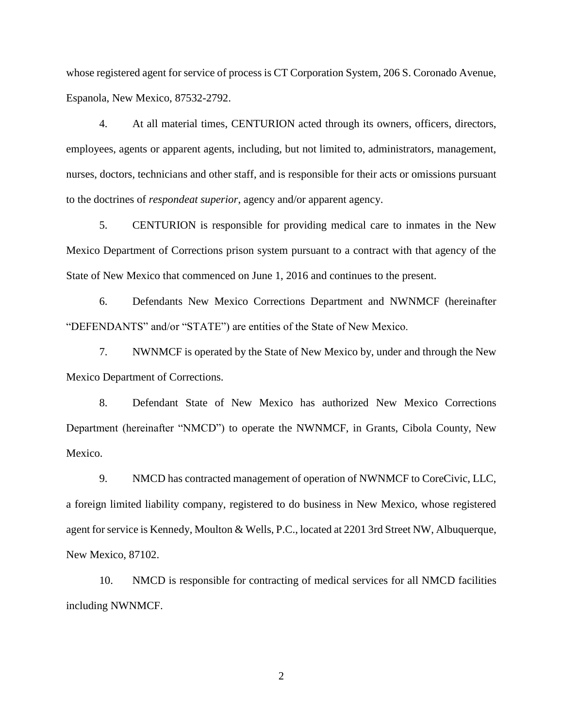whose registered agent for service of process is CT Corporation System, 206 S. Coronado Avenue, Espanola, New Mexico, 87532-2792.

4. At all material times, CENTURION acted through its owners, officers, directors, employees, agents or apparent agents, including, but not limited to, administrators, management, nurses, doctors, technicians and other staff, and is responsible for their acts or omissions pursuant to the doctrines of *respondeat superior*, agency and/or apparent agency.

5. CENTURION is responsible for providing medical care to inmates in the New Mexico Department of Corrections prison system pursuant to a contract with that agency of the State of New Mexico that commenced on June 1, 2016 and continues to the present.

6. Defendants New Mexico Corrections Department and NWNMCF (hereinafter "DEFENDANTS" and/or "STATE") are entities of the State of New Mexico.

7. NWNMCF is operated by the State of New Mexico by, under and through the New Mexico Department of Corrections.

8. Defendant State of New Mexico has authorized New Mexico Corrections Department (hereinafter "NMCD") to operate the NWNMCF, in Grants, Cibola County, New Mexico.

9. NMCD has contracted management of operation of NWNMCF to CoreCivic, LLC, a foreign limited liability company, registered to do business in New Mexico, whose registered agent for service is Kennedy, Moulton & Wells, P.C., located at 2201 3rd Street NW, Albuquerque, New Mexico, 87102.

10. NMCD is responsible for contracting of medical services for all NMCD facilities including NWNMCF.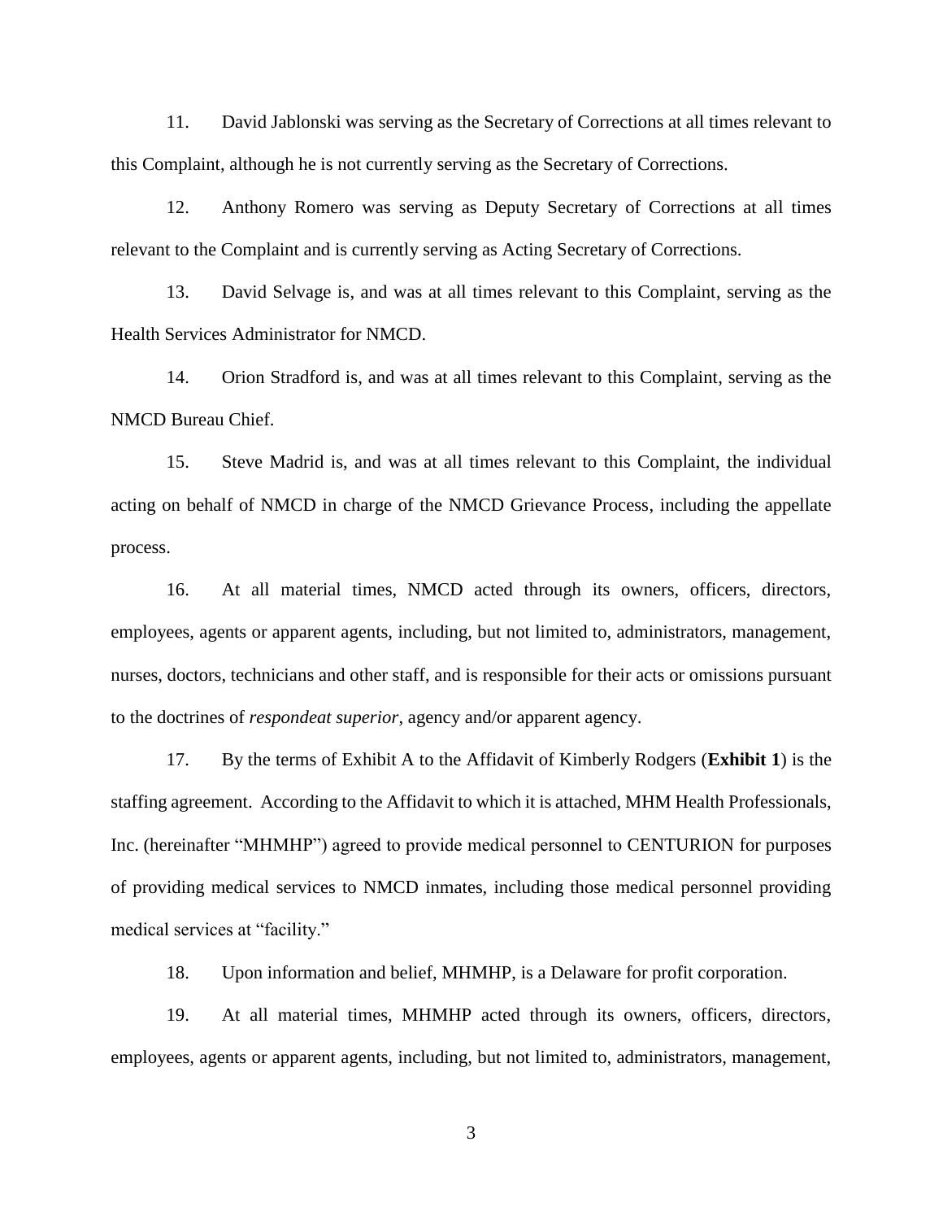11. David Jablonski was serving as the Secretary of Corrections at all times relevant to this Complaint, although he is not currently serving as the Secretary of Corrections.

12. Anthony Romero was serving as Deputy Secretary of Corrections at all times relevant to the Complaint and is currently serving as Acting Secretary of Corrections.

13. David Selvage is, and was at all times relevant to this Complaint, serving as the Health Services Administrator for NMCD.

14. Orion Stradford is, and was at all times relevant to this Complaint, serving as the NMCD Bureau Chief.

15. Steve Madrid is, and was at all times relevant to this Complaint, the individual acting on behalf of NMCD in charge of the NMCD Grievance Process, including the appellate process.

16. At all material times, NMCD acted through its owners, officers, directors, employees, agents or apparent agents, including, but not limited to, administrators, management, nurses, doctors, technicians and other staff, and is responsible for their acts or omissions pursuant to the doctrines of *respondeat superior*, agency and/or apparent agency.

17. By the terms of Exhibit A to the Affidavit of Kimberly Rodgers (**Exhibit 1**) is the staffing agreement. According to the Affidavit to which it is attached, MHM Health Professionals, Inc. (hereinafter "MHMHP") agreed to provide medical personnel to CENTURION for purposes of providing medical services to NMCD inmates, including those medical personnel providing medical services at "facility."

18. Upon information and belief, MHMHP, is a Delaware for profit corporation.

19. At all material times, MHMHP acted through its owners, officers, directors, employees, agents or apparent agents, including, but not limited to, administrators, management,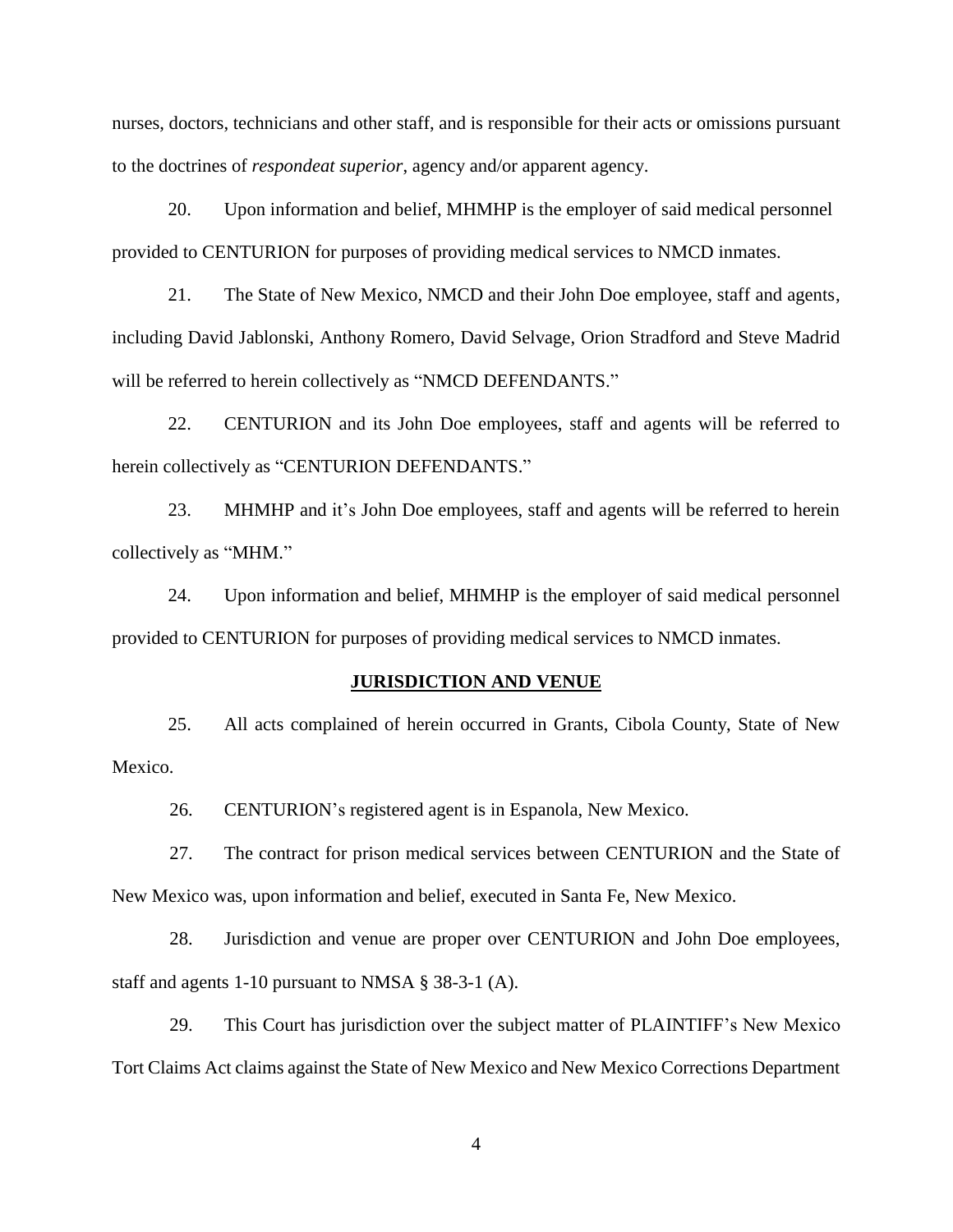nurses, doctors, technicians and other staff, and is responsible for their acts or omissions pursuant to the doctrines of *respondeat superior*, agency and/or apparent agency.

20. Upon information and belief, MHMHP is the employer of said medical personnel provided to CENTURION for purposes of providing medical services to NMCD inmates.

21. The State of New Mexico, NMCD and their John Doe employee, staff and agents, including David Jablonski, Anthony Romero, David Selvage, Orion Stradford and Steve Madrid will be referred to herein collectively as "NMCD DEFENDANTS."

22. CENTURION and its John Doe employees, staff and agents will be referred to herein collectively as "CENTURION DEFENDANTS."

23. MHMHP and it's John Doe employees, staff and agents will be referred to herein collectively as "MHM."

24. Upon information and belief, MHMHP is the employer of said medical personnel provided to CENTURION for purposes of providing medical services to NMCD inmates.

**JURISDICTION AND VENUE**

25. All acts complained of herein occurred in Grants, Cibola County, State of New Mexico.

26. CENTURION's registered agent is in Espanola, New Mexico.

27. The contract for prison medical services between CENTURION and the State of New Mexico was, upon information and belief, executed in Santa Fe, New Mexico.

28. Jurisdiction and venue are proper over CENTURION and John Doe employees, staff and agents 1-10 pursuant to NMSA § 38-3-1 (A).

29. This Court has jurisdiction over the subject matter of PLAINTIFF's New Mexico Tort Claims Act claims against the State of New Mexico and New Mexico Corrections Department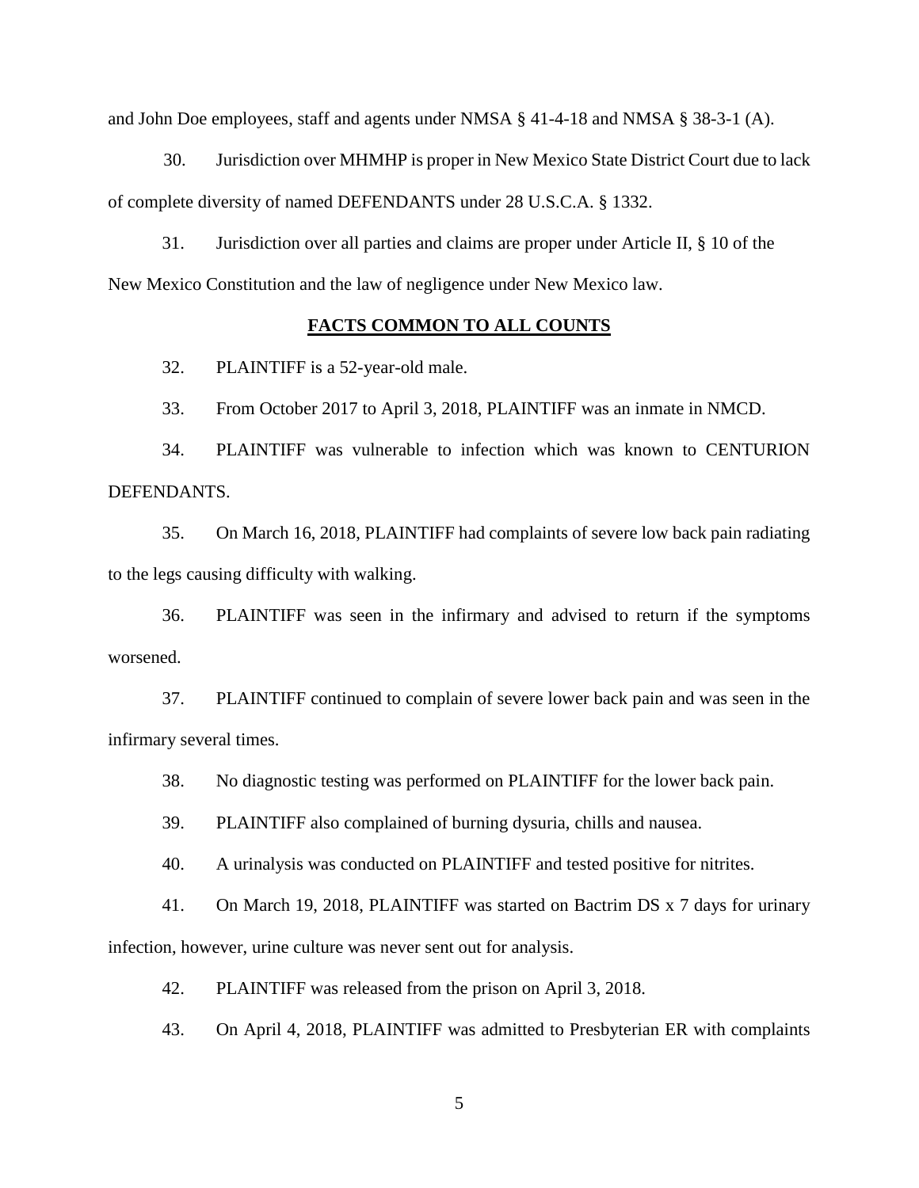and John Doe employees, staff and agents under NMSA § 41-4-18 and NMSA § 38-3-1 (A).

30. Jurisdiction over MHMHP is proper in New Mexico State District Court due to lack of complete diversity of named DEFENDANTS under 28 U.S.C.A. § 1332.

31. Jurisdiction over all parties and claims are proper under Article II, § 10 of the New Mexico Constitution and the law of negligence under New Mexico law.

## FACTS COMMON TO ALL COUNTS

32. PLAINTIFF is a 52-year-old male.

33. From October 2017 to April 3, 2018, PLAINTIFF was an inmate in NMCD.

34. PLAINTIFF was vulnerable to infection which was known to CENTURION DEFENDANTS.

35. On March 16, 2018, PLAINTIFF had complaints of severe low back pain radiating to the legs causing difficulty with walking.

36. PLAINTIFF was seen in the infirmary and advised to return if the symptoms worsened.

37. PLAINTIFF continued to complain of severe lower back pain and was seen in the infirmary several times.

38. No diagnostic testing was performed on PLAINTIFF for the lower back pain.

39. PLAINTIFF also complained of burning dysuria, chills and nausea.

40. A urinalysis was conducted on PLAINTIFF and tested positive for nitrites.

41. On March 19, 2018, PLAINTIFF was started on Bactrim DS x 7 days for urinary infection, however, urine culture was never sent out for analysis.

42. PLAINTIFF was released from the prison on April 3, 2018.

43. On April 4, 2018, PLAINTIFF was admitted to Presbyterian ER with complaints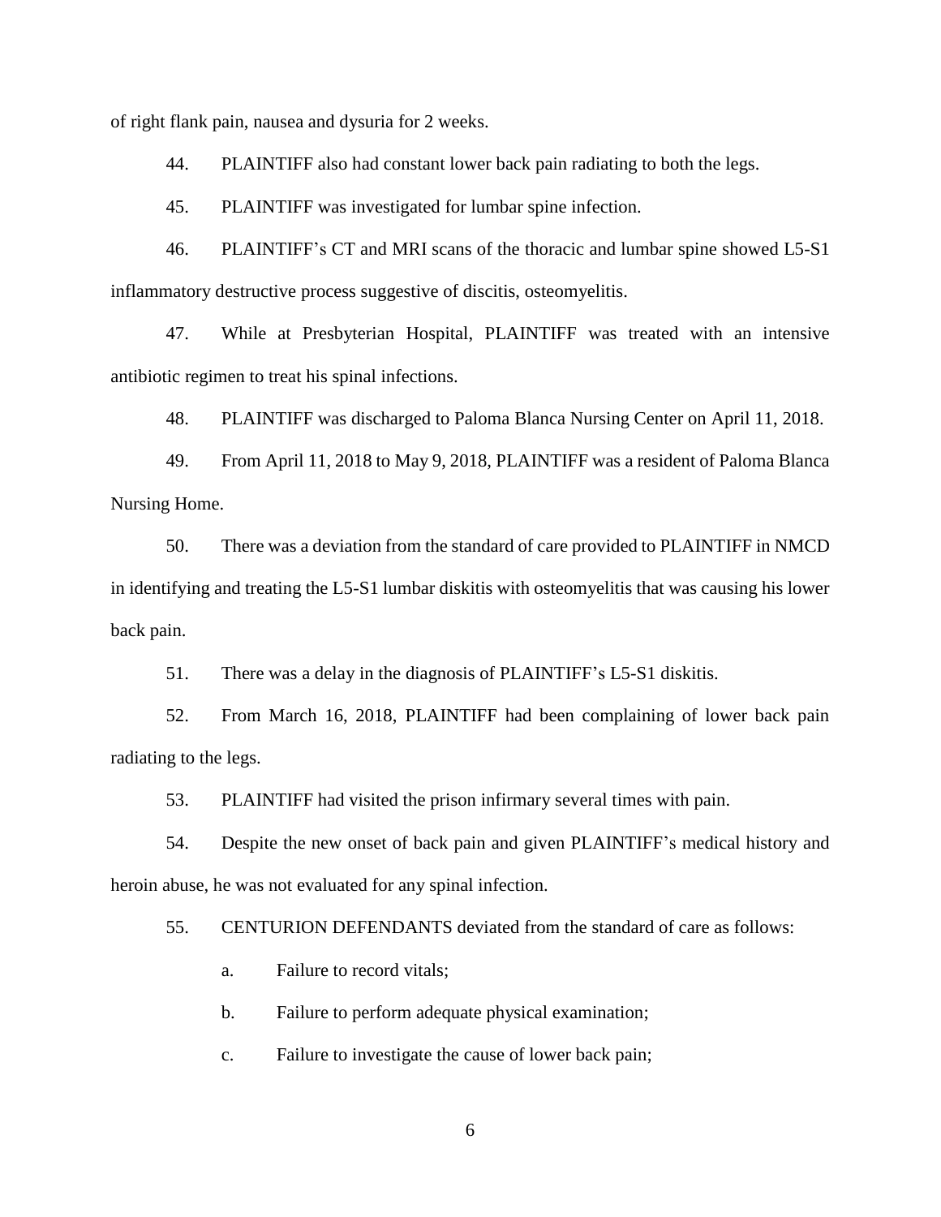of right flank pain, nausea and dysuria for 2 weeks.

44. PLAINTIFF also had constant lower back pain radiating to both the legs.

45. PLAINTIFF was investigated for lumbar spine infection.

46. PLAINTIFF's CT and MRI scans of the thoracic and lumbar spine showed L5-S1 inflammatory destructive process suggestive of discitis, osteomyelitis.

47. While at Presbyterian Hospital, PLAINTIFF was treated with an intensive antibiotic regimen to treat his spinal infections.

48. PLAINTIFF was discharged to Paloma Blanca Nursing Center on April 11, 2018.

49. From April 11, 2018 to May 9, 2018, PLAINTIFF was a resident of Paloma Blanca Nursing Home.

50. There was a deviation from the standard of care provided to PLAINTIFF in NMCD in identifying and treating the L5-S1 lumbar diskitis with osteomyelitis that was causing his lower back pain.

51. There was a delay in the diagnosis of PLAINTIFF's L5-S1 diskitis.

52. From March 16, 2018, PLAINTIFF had been complaining of lower back pain radiating to the legs.

53. PLAINTIFF had visited the prison infirmary several times with pain.

54. Despite the new onset of back pain and given PLAINTIFF's medical history and heroin abuse, he was not evaluated for any spinal infection.

55. CENTURION DEFENDANTS deviated from the standard of care as follows:

   a. Failure to record vitals;

   b. Failure to perform adequate physical examination;

   c. Failure to investigate the cause of lower back pain;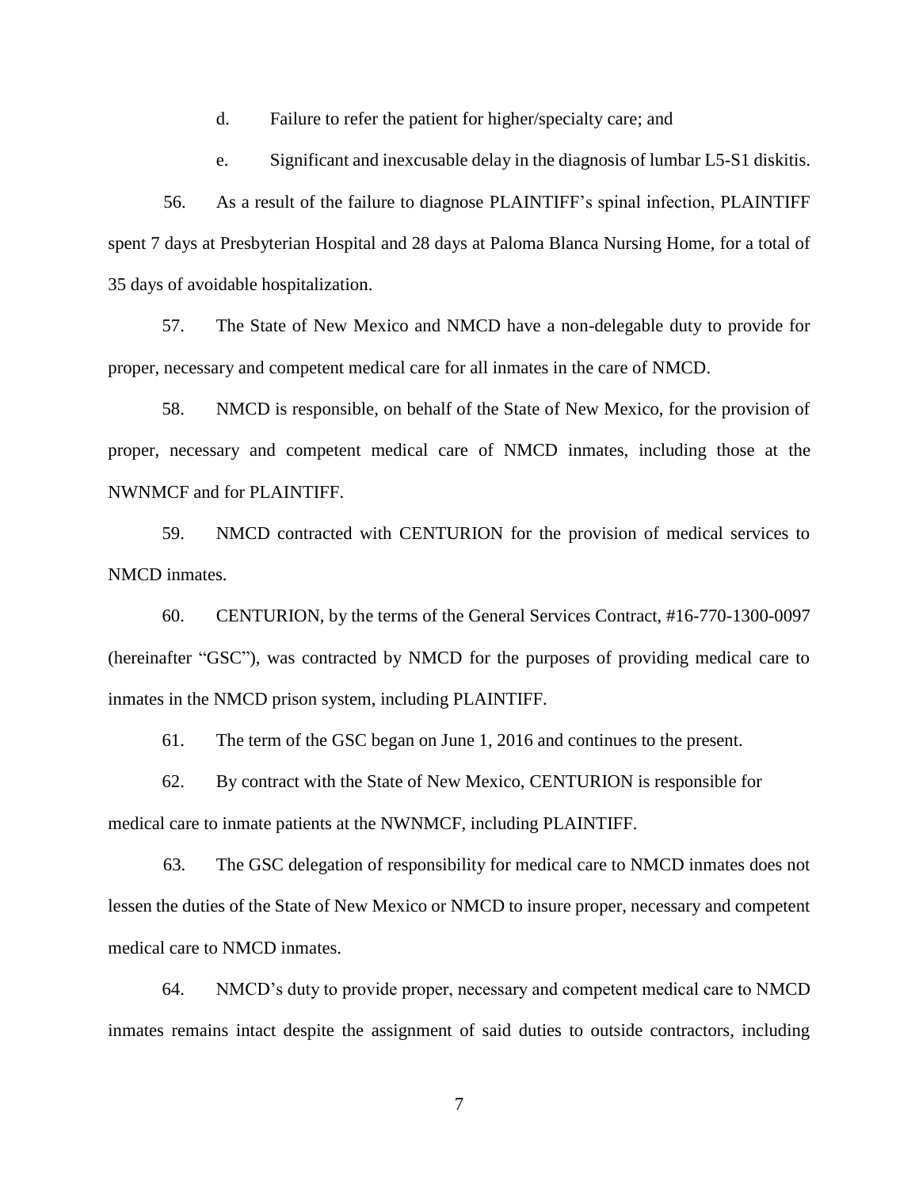d. Failure to refer the patient for higher/specialty care; and

e. Significant and inexcusable delay in the diagnosis of lumbar L5-S1 diskitis.

56. As a result of the failure to diagnose PLAINTIFF's spinal infection, PLAINTIFF spent 7 days at Presbyterian Hospital and 28 days at Paloma Blanca Nursing Home, for a total of 35 days of avoidable hospitalization.

57. The State of New Mexico and NMCD have a non-delegable duty to provide for proper, necessary and competent medical care for all inmates in the care of NMCD.

58. NMCD is responsible, on behalf of the State of New Mexico, for the provision of proper, necessary and competent medical care of NMCD inmates, including those at the NWNMCF and for PLAINTIFF.

59. NMCD contracted with CENTURION for the provision of medical services to NMCD inmates.

60. CENTURION, by the terms of the General Services Contract, #16-770-1300-0097 (hereinafter "GSC"), was contracted by NMCD for the purposes of providing medical care to inmates in the NMCD prison system, including PLAINTIFF.

61. The term of the GSC began on June 1, 2016 and continues to the present.

62. By contract with the State of New Mexico, CENTURION is responsible for medical care to inmate patients at the NWNMCF, including PLAINTIFF.

63. The GSC delegation of responsibility for medical care to NMCD inmates does not lessen the duties of the State of New Mexico or NMCD to insure proper, necessary and competent medical care to NMCD inmates.

64. NMCD's duty to provide proper, necessary and competent medical care to NMCD inmates remains intact despite the assignment of said duties to outside contractors, including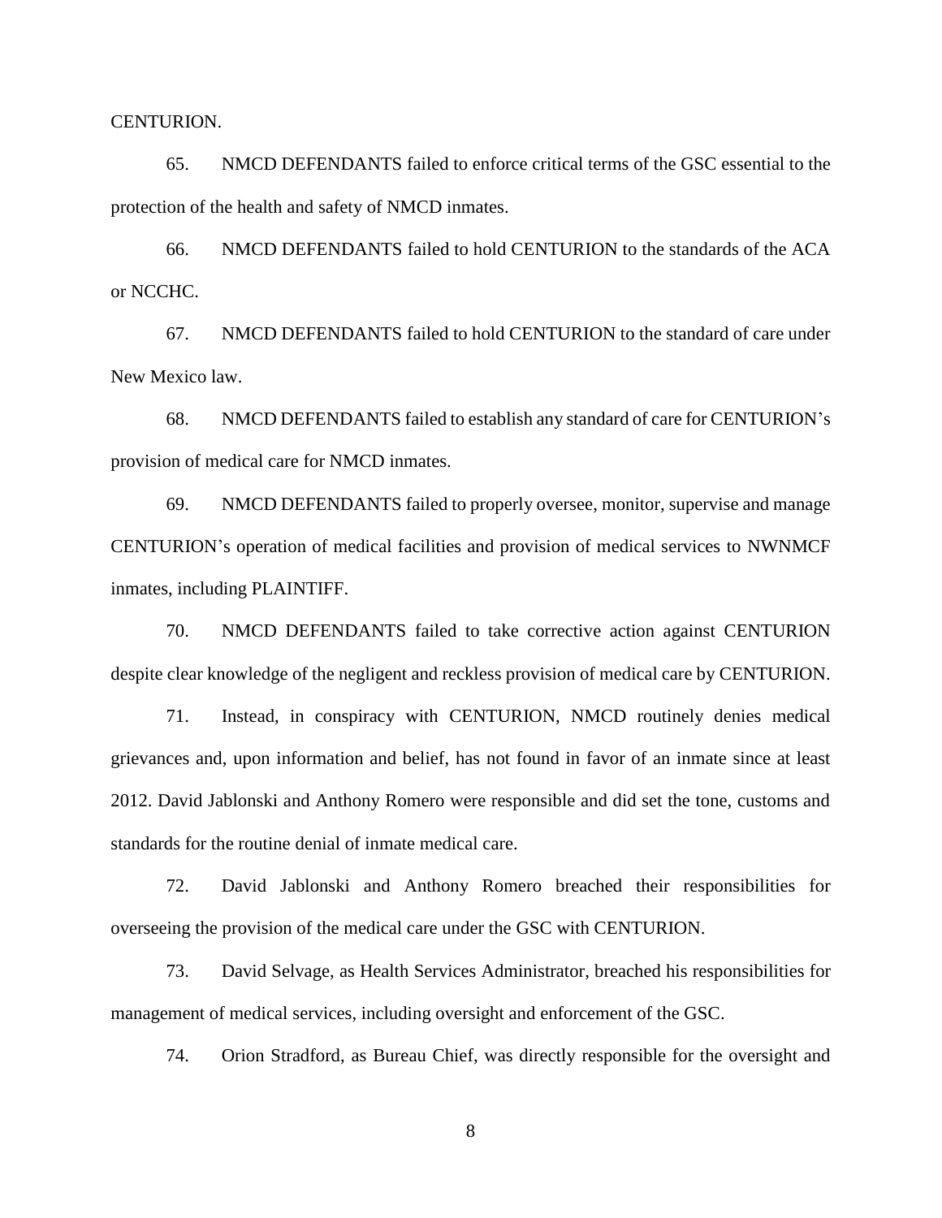CENTURION.

65. NMCD DEFENDANTS failed to enforce critical terms of the GSC essential to the protection of the health and safety of NMCD inmates.

66. NMCD DEFENDANTS failed to hold CENTURION to the standards of the ACA or NCCHC.

67. NMCD DEFENDANTS failed to hold CENTURION to the standard of care under New Mexico law.

68. NMCD DEFENDANTS failed to establish any standard of care for CENTURION's provision of medical care for NMCD inmates.

69. NMCD DEFENDANTS failed to properly oversee, monitor, supervise and manage CENTURION's operation of medical facilities and provision of medical services to NWNMCF inmates, including PLAINTIFF.

70. NMCD DEFENDANTS failed to take corrective action against CENTURION despite clear knowledge of the negligent and reckless provision of medical care by CENTURION.

71. Instead, in conspiracy with CENTURION, NMCD routinely denies medical grievances and, upon information and belief, has not found in favor of an inmate since at least 2012. David Jablonski and Anthony Romero were responsible and did set the tone, customs and standards for the routine denial of inmate medical care.

72. David Jablonski and Anthony Romero breached their responsibilities for overseeing the provision of the medical care under the GSC with CENTURION.

73. David Selvage, as Health Services Administrator, breached his responsibilities for management of medical services, including oversight and enforcement of the GSC.

74. Orion Stradford, as Bureau Chief, was directly responsible for the oversight and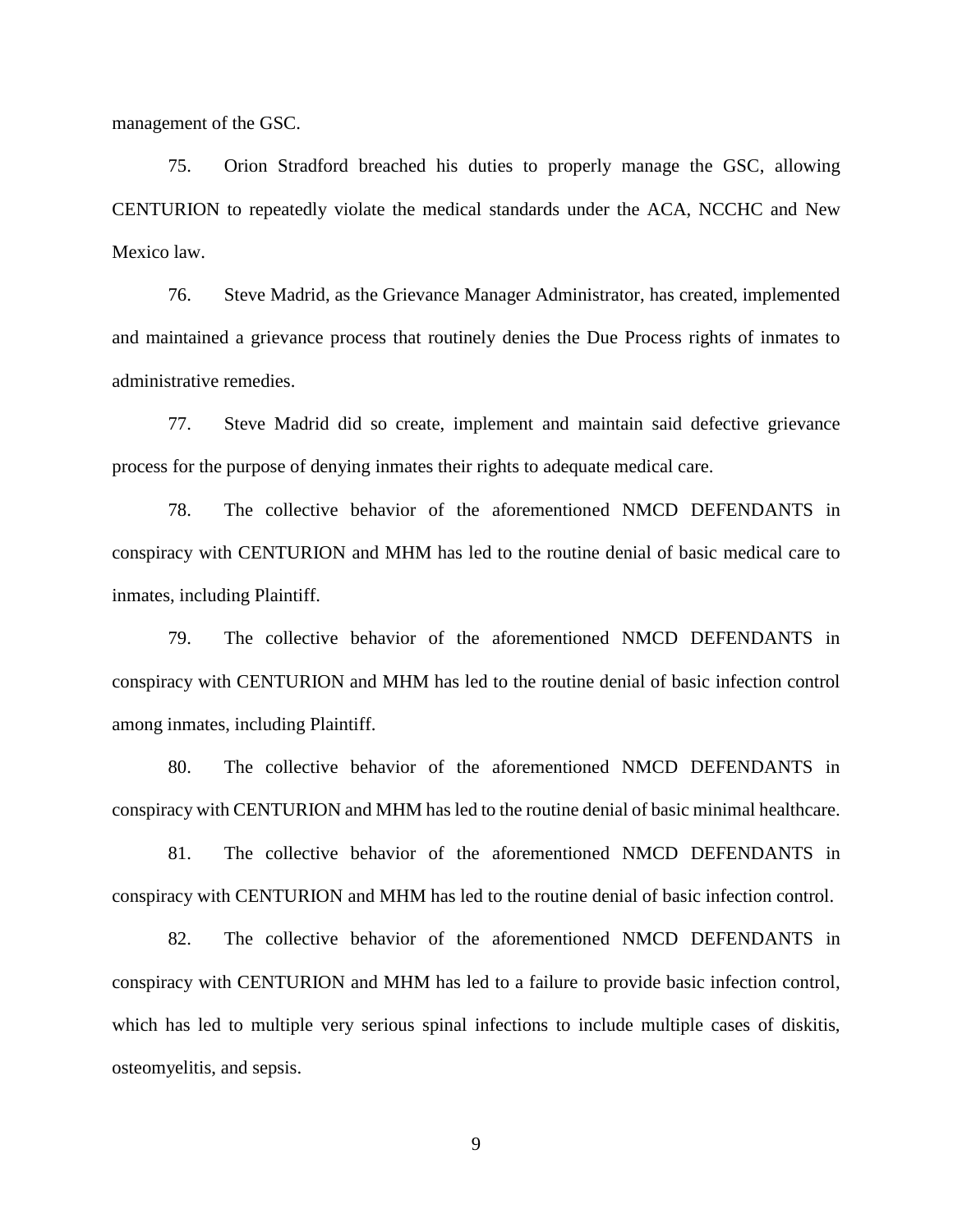management of the GSC.

75. Orion Stradford breached his duties to properly manage the GSC, allowing CENTURION to repeatedly violate the medical standards under the ACA, NCCHC and New Mexico law.

76. Steve Madrid, as the Grievance Manager Administrator, has created, implemented and maintained a grievance process that routinely denies the Due Process rights of inmates to administrative remedies.

77. Steve Madrid did so create, implement and maintain said defective grievance process for the purpose of denying inmates their rights to adequate medical care.

78. The collective behavior of the aforementioned NMCD DEFENDANTS in conspiracy with CENTURION and MHM has led to the routine denial of basic medical care to inmates, including Plaintiff.

79. The collective behavior of the aforementioned NMCD DEFENDANTS in conspiracy with CENTURION and MHM has led to the routine denial of basic infection control among inmates, including Plaintiff.

80. The collective behavior of the aforementioned NMCD DEFENDANTS in conspiracy with CENTURION and MHM has led to the routine denial of basic minimal healthcare.

81. The collective behavior of the aforementioned NMCD DEFENDANTS in conspiracy with CENTURION and MHM has led to the routine denial of basic infection control.

82. The collective behavior of the aforementioned NMCD DEFENDANTS in conspiracy with CENTURION and MHM has led to a failure to provide basic infection control, which has led to multiple very serious spinal infections to include multiple cases of diskitis, osteomyelitis, and sepsis.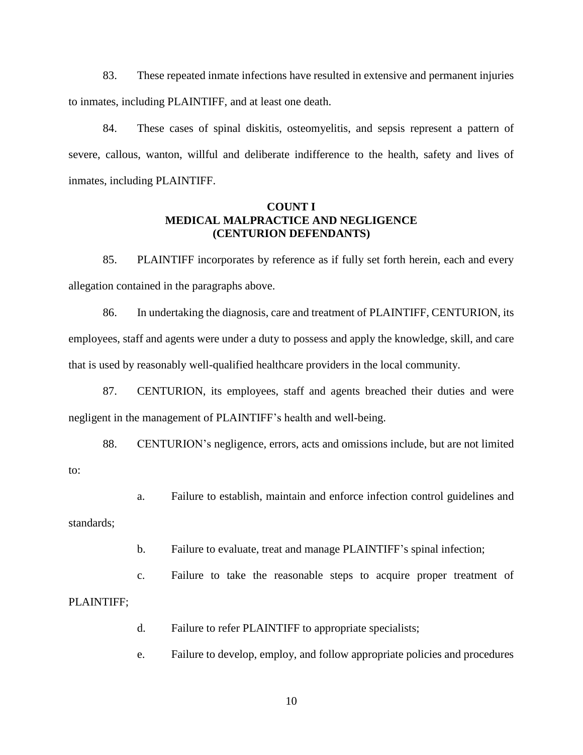83. These repeated inmate infections have resulted in extensive and permanent injuries to inmates, including PLAINTIFF, and at least one death.

84. These cases of spinal diskitis, osteomyelitis, and sepsis represent a pattern of severe, callous, wanton, willful and deliberate indifference to the health, safety and lives of inmates, including PLAINTIFF.

## COUNT I
## MEDICAL MALPRACTICE AND NEGLIGENCE
## (CENTURION DEFENDANTS)

85. PLAINTIFF incorporates by reference as if fully set forth herein, each and every allegation contained in the paragraphs above.

86. In undertaking the diagnosis, care and treatment of PLAINTIFF, CENTURION, its employees, staff and agents were under a duty to possess and apply the knowledge, skill, and care that is used by reasonably well-qualified healthcare providers in the local community.

87. CENTURION, its employees, staff and agents breached their duties and were negligent in the management of PLAINTIFF's health and well-being.

88. CENTURION's negligence, errors, acts and omissions include, but are not limited to:

a. Failure to establish, maintain and enforce infection control guidelines and standards;

b. Failure to evaluate, treat and manage PLAINTIFF's spinal infection;

c. Failure to take the reasonable steps to acquire proper treatment of PLAINTIFF;

d. Failure to refer PLAINTIFF to appropriate specialists;

e. Failure to develop, employ, and follow appropriate policies and procedures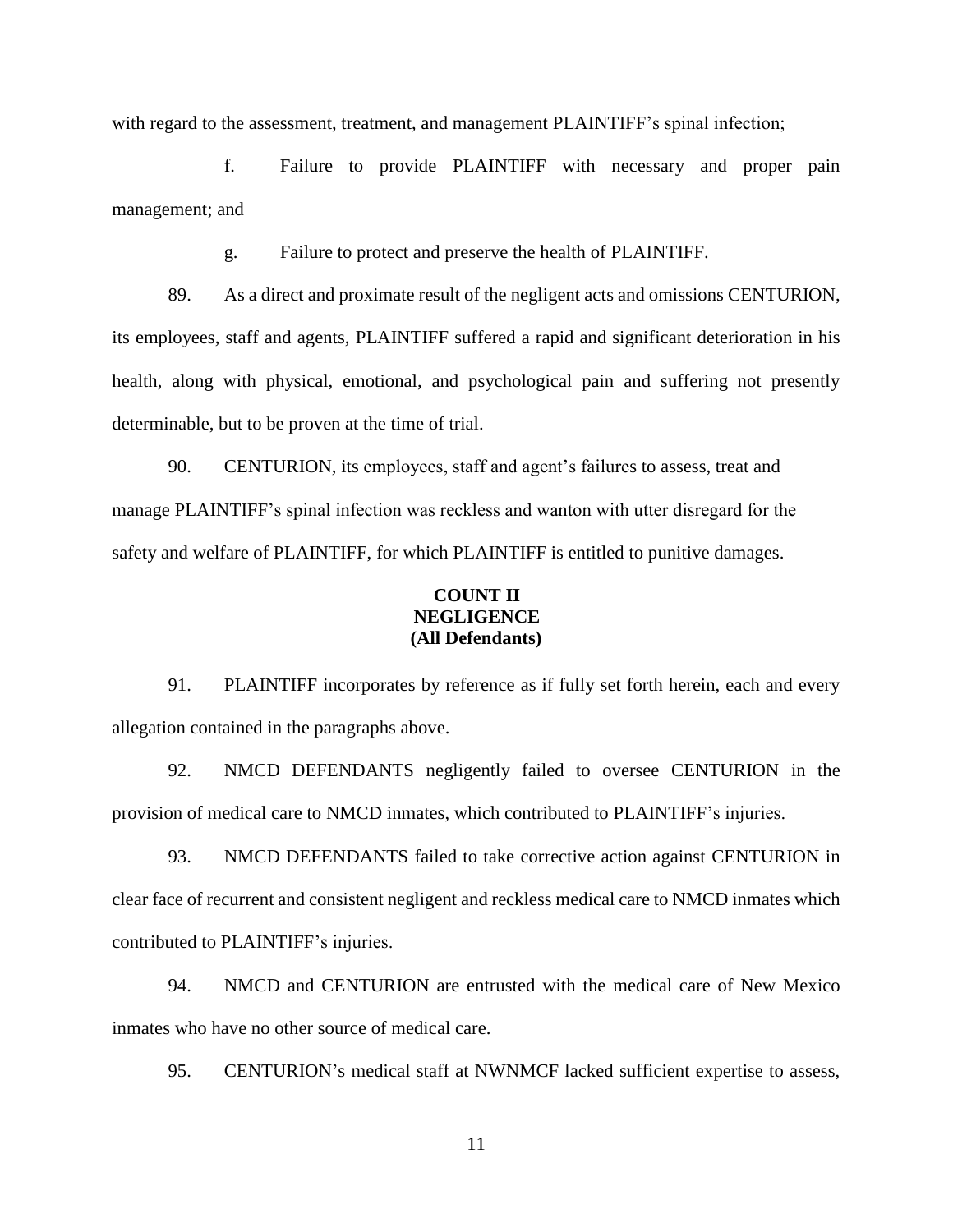with regard to the assessment, treatment, and management PLAINTIFF's spinal infection;

f. Failure to provide PLAINTIFF with necessary and proper pain management; and

g. Failure to protect and preserve the health of PLAINTIFF.

89. As a direct and proximate result of the negligent acts and omissions CENTURION, its employees, staff and agents, PLAINTIFF suffered a rapid and significant deterioration in his health, along with physical, emotional, and psychological pain and suffering not presently determinable, but to be proven at the time of trial.

90. CENTURION, its employees, staff and agent's failures to assess, treat and manage PLAINTIFF's spinal infection was reckless and wanton with utter disregard for the safety and welfare of PLAINTIFF, for which PLAINTIFF is entitled to punitive damages.

**COUNT II**
**NEGLIGENCE**
**(All Defendants)**

91. PLAINTIFF incorporates by reference as if fully set forth herein, each and every allegation contained in the paragraphs above.

92. NMCD DEFENDANTS negligently failed to oversee CENTURION in the provision of medical care to NMCD inmates, which contributed to PLAINTIFF's injuries.

93. NMCD DEFENDANTS failed to take corrective action against CENTURION in clear face of recurrent and consistent negligent and reckless medical care to NMCD inmates which contributed to PLAINTIFF's injuries.

94. NMCD and CENTURION are entrusted with the medical care of New Mexico inmates who have no other source of medical care.

95. CENTURION's medical staff at NWNMCF lacked sufficient expertise to assess,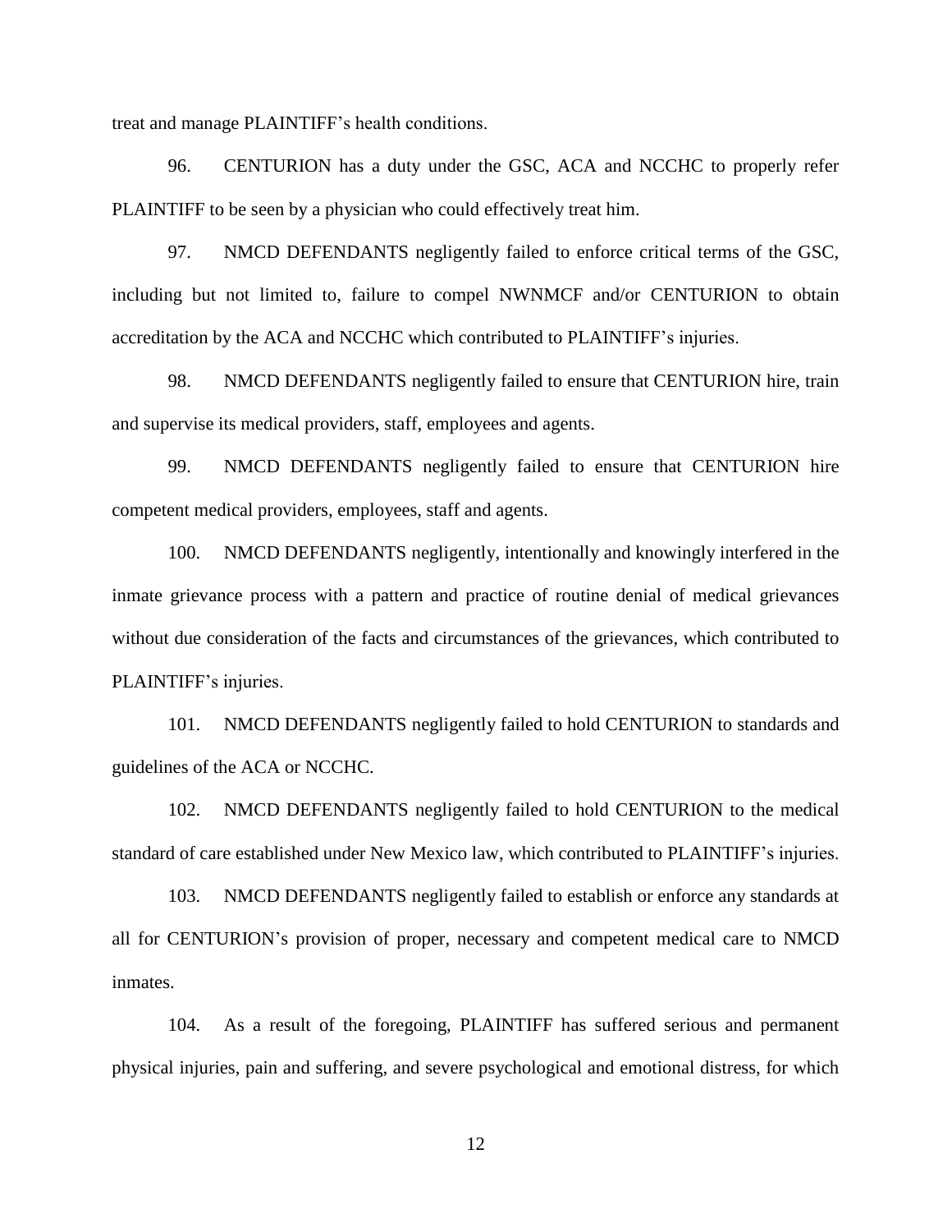treat and manage PLAINTIFF's health conditions.

96. CENTURION has a duty under the GSC, ACA and NCCHC to properly refer PLAINTIFF to be seen by a physician who could effectively treat him.

97. NMCD DEFENDANTS negligently failed to enforce critical terms of the GSC, including but not limited to, failure to compel NWNMCF and/or CENTURION to obtain accreditation by the ACA and NCCHC which contributed to PLAINTIFF's injuries.

98. NMCD DEFENDANTS negligently failed to ensure that CENTURION hire, train and supervise its medical providers, staff, employees and agents.

99. NMCD DEFENDANTS negligently failed to ensure that CENTURION hire competent medical providers, employees, staff and agents.

100. NMCD DEFENDANTS negligently, intentionally and knowingly interfered in the inmate grievance process with a pattern and practice of routine denial of medical grievances without due consideration of the facts and circumstances of the grievances, which contributed to PLAINTIFF's injuries.

101. NMCD DEFENDANTS negligently failed to hold CENTURION to standards and guidelines of the ACA or NCCHC.

102. NMCD DEFENDANTS negligently failed to hold CENTURION to the medical standard of care established under New Mexico law, which contributed to PLAINTIFF's injuries.

103. NMCD DEFENDANTS negligently failed to establish or enforce any standards at all for CENTURION's provision of proper, necessary and competent medical care to NMCD inmates.

104. As a result of the foregoing, PLAINTIFF has suffered serious and permanent physical injuries, pain and suffering, and severe psychological and emotional distress, for which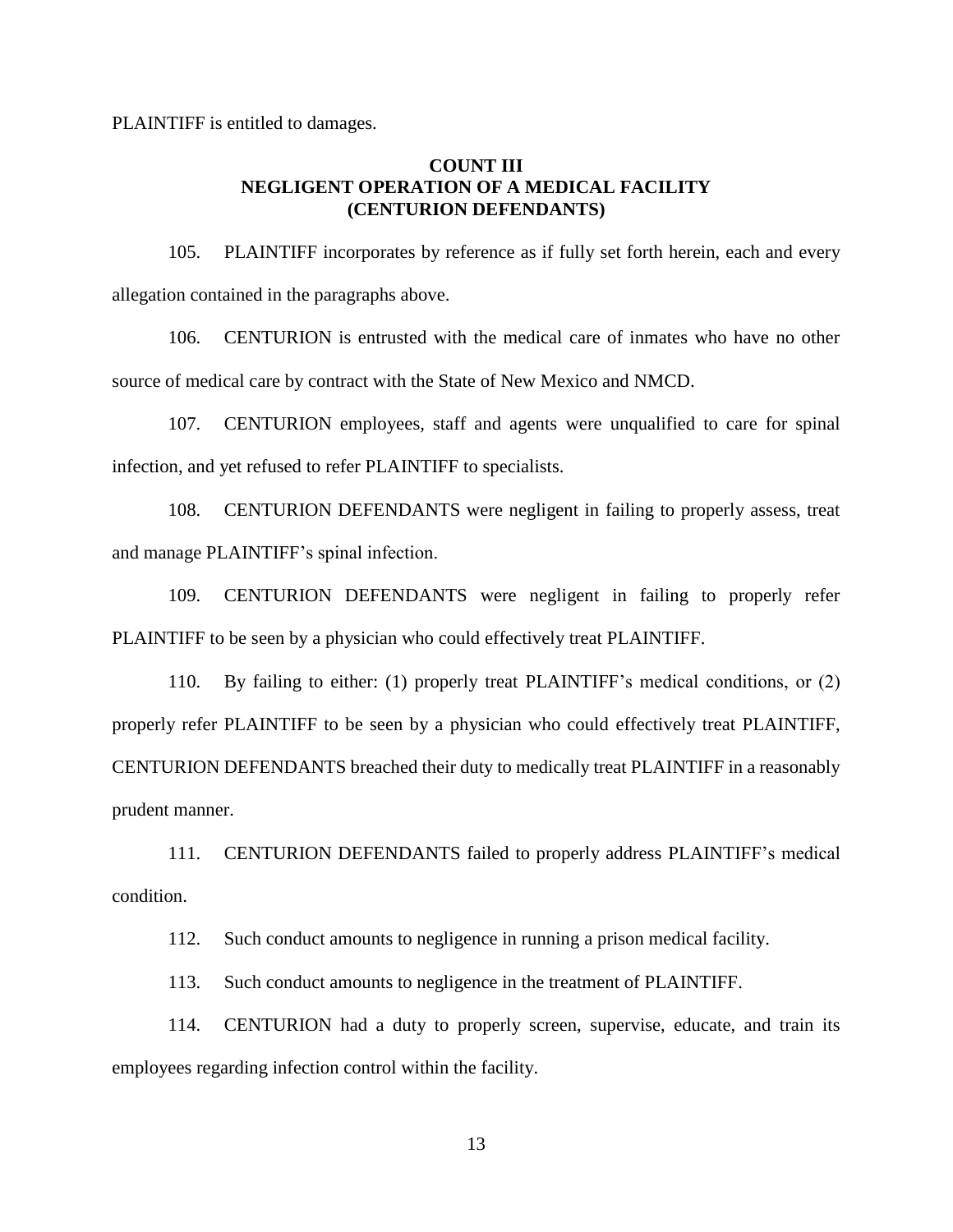PLAINTIFF is entitled to damages.

## COUNT III
## NEGLIGENT OPERATION OF A MEDICAL FACILITY
## (CENTURION DEFENDANTS)

105. PLAINTIFF incorporates by reference as if fully set forth herein, each and every allegation contained in the paragraphs above.

106. CENTURION is entrusted with the medical care of inmates who have no other source of medical care by contract with the State of New Mexico and NMCD.

107. CENTURION employees, staff and agents were unqualified to care for spinal infection, and yet refused to refer PLAINTIFF to specialists.

108. CENTURION DEFENDANTS were negligent in failing to properly assess, treat and manage PLAINTIFF's spinal infection.

109. CENTURION DEFENDANTS were negligent in failing to properly refer PLAINTIFF to be seen by a physician who could effectively treat PLAINTIFF.

110. By failing to either: (1) properly treat PLAINTIFF's medical conditions, or (2) properly refer PLAINTIFF to be seen by a physician who could effectively treat PLAINTIFF, CENTURION DEFENDANTS breached their duty to medically treat PLAINTIFF in a reasonably prudent manner.

111. CENTURION DEFENDANTS failed to properly address PLAINTIFF's medical condition.

112. Such conduct amounts to negligence in running a prison medical facility.

113. Such conduct amounts to negligence in the treatment of PLAINTIFF.

114. CENTURION had a duty to properly screen, supervise, educate, and train its employees regarding infection control within the facility.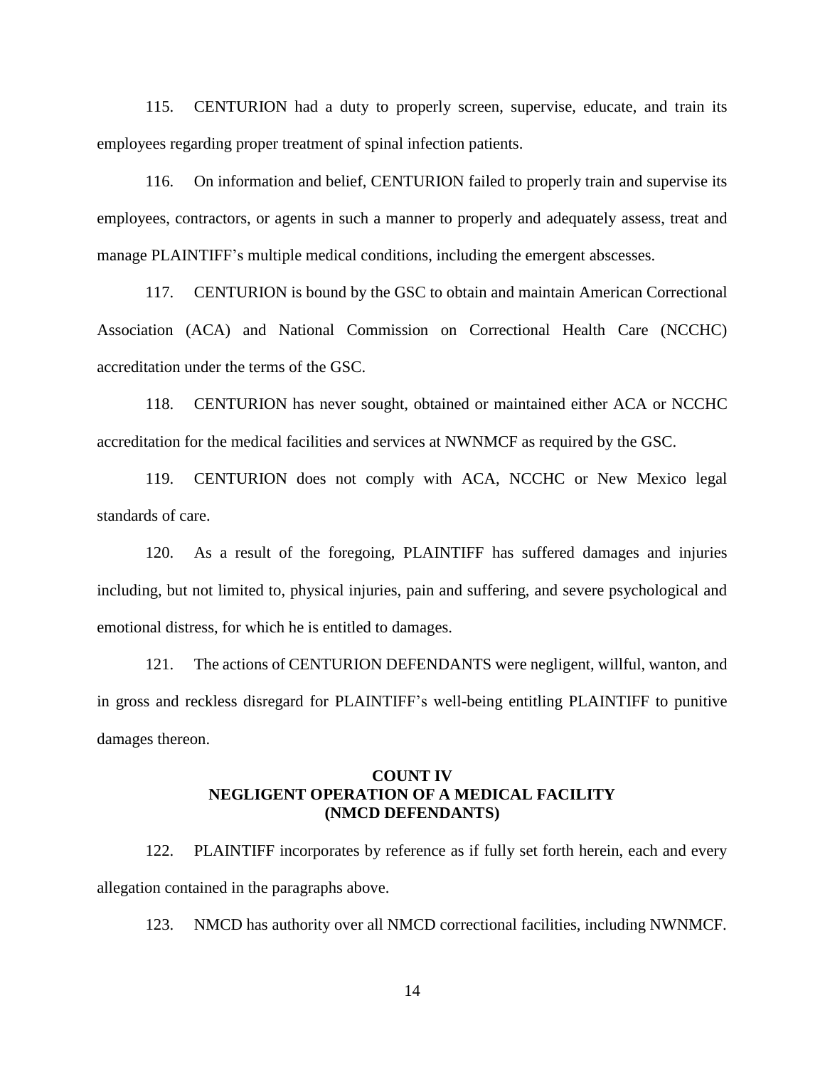115. CENTURION had a duty to properly screen, supervise, educate, and train its employees regarding proper treatment of spinal infection patients.

116. On information and belief, CENTURION failed to properly train and supervise its employees, contractors, or agents in such a manner to properly and adequately assess, treat and manage PLAINTIFF's multiple medical conditions, including the emergent abscesses.

117. CENTURION is bound by the GSC to obtain and maintain American Correctional Association (ACA) and National Commission on Correctional Health Care (NCCHC) accreditation under the terms of the GSC.

118. CENTURION has never sought, obtained or maintained either ACA or NCCHC accreditation for the medical facilities and services at NWNMCF as required by the GSC.

119. CENTURION does not comply with ACA, NCCHC or New Mexico legal standards of care.

120. As a result of the foregoing, PLAINTIFF has suffered damages and injuries including, but not limited to, physical injuries, pain and suffering, and severe psychological and emotional distress, for which he is entitled to damages.

121. The actions of CENTURION DEFENDANTS were negligent, willful, wanton, and in gross and reckless disregard for PLAINTIFF's well-being entitling PLAINTIFF to punitive damages thereon.

## COUNT IV
## NEGLIGENT OPERATION OF A MEDICAL FACILITY
## (NMCD DEFENDANTS)

122. PLAINTIFF incorporates by reference as if fully set forth herein, each and every allegation contained in the paragraphs above.

123. NMCD has authority over all NMCD correctional facilities, including NWNMCF.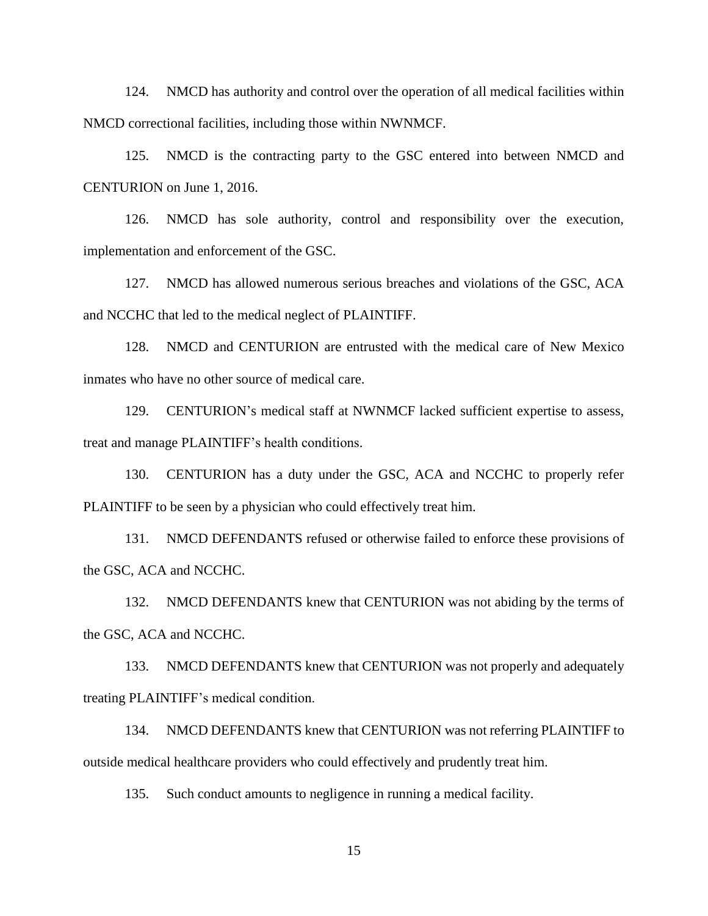124. NMCD has authority and control over the operation of all medical facilities within NMCD correctional facilities, including those within NWNMCF.

125. NMCD is the contracting party to the GSC entered into between NMCD and CENTURION on June 1, 2016.

126. NMCD has sole authority, control and responsibility over the execution, implementation and enforcement of the GSC.

127. NMCD has allowed numerous serious breaches and violations of the GSC, ACA and NCCHC that led to the medical neglect of PLAINTIFF.

128. NMCD and CENTURION are entrusted with the medical care of New Mexico inmates who have no other source of medical care.

129. CENTURION's medical staff at NWNMCF lacked sufficient expertise to assess, treat and manage PLAINTIFF's health conditions.

130. CENTURION has a duty under the GSC, ACA and NCCHC to properly refer PLAINTIFF to be seen by a physician who could effectively treat him.

131. NMCD DEFENDANTS refused or otherwise failed to enforce these provisions of the GSC, ACA and NCCHC.

132. NMCD DEFENDANTS knew that CENTURION was not abiding by the terms of the GSC, ACA and NCCHC.

133. NMCD DEFENDANTS knew that CENTURION was not properly and adequately treating PLAINTIFF's medical condition.

134. NMCD DEFENDANTS knew that CENTURION was not referring PLAINTIFF to outside medical healthcare providers who could effectively and prudently treat him.

135. Such conduct amounts to negligence in running a medical facility.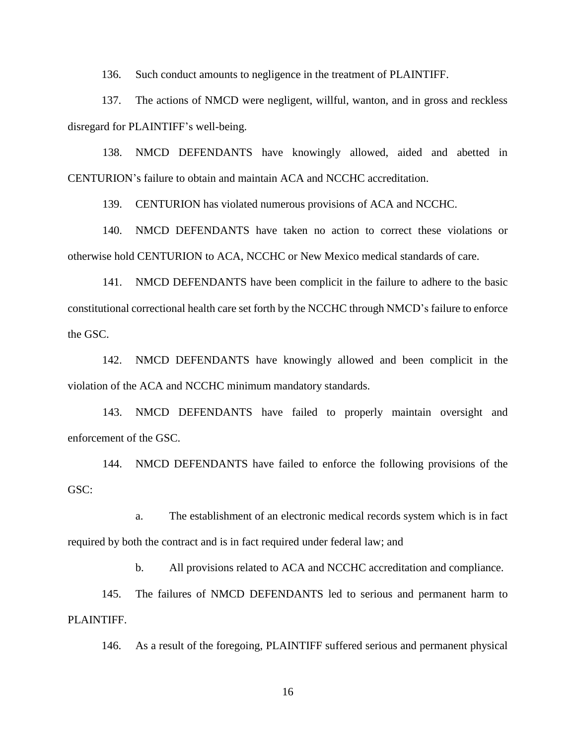136. Such conduct amounts to negligence in the treatment of PLAINTIFF.

137. The actions of NMCD were negligent, willful, wanton, and in gross and reckless disregard for PLAINTIFF's well-being.

138. NMCD DEFENDANTS have knowingly allowed, aided and abetted in CENTURION's failure to obtain and maintain ACA and NCCHC accreditation.

139. CENTURION has violated numerous provisions of ACA and NCCHC.

140. NMCD DEFENDANTS have taken no action to correct these violations or otherwise hold CENTURION to ACA, NCCHC or New Mexico medical standards of care.

141. NMCD DEFENDANTS have been complicit in the failure to adhere to the basic constitutional correctional health care set forth by the NCCHC through NMCD's failure to enforce the GSC.

142. NMCD DEFENDANTS have knowingly allowed and been complicit in the violation of the ACA and NCCHC minimum mandatory standards.

143. NMCD DEFENDANTS have failed to properly maintain oversight and enforcement of the GSC.

144. NMCD DEFENDANTS have failed to enforce the following provisions of the GSC:

  a. The establishment of an electronic medical records system which is in fact required by both the contract and is in fact required under federal law; and

  b. All provisions related to ACA and NCCHC accreditation and compliance.

145. The failures of NMCD DEFENDANTS led to serious and permanent harm to PLAINTIFF.

146. As a result of the foregoing, PLAINTIFF suffered serious and permanent physical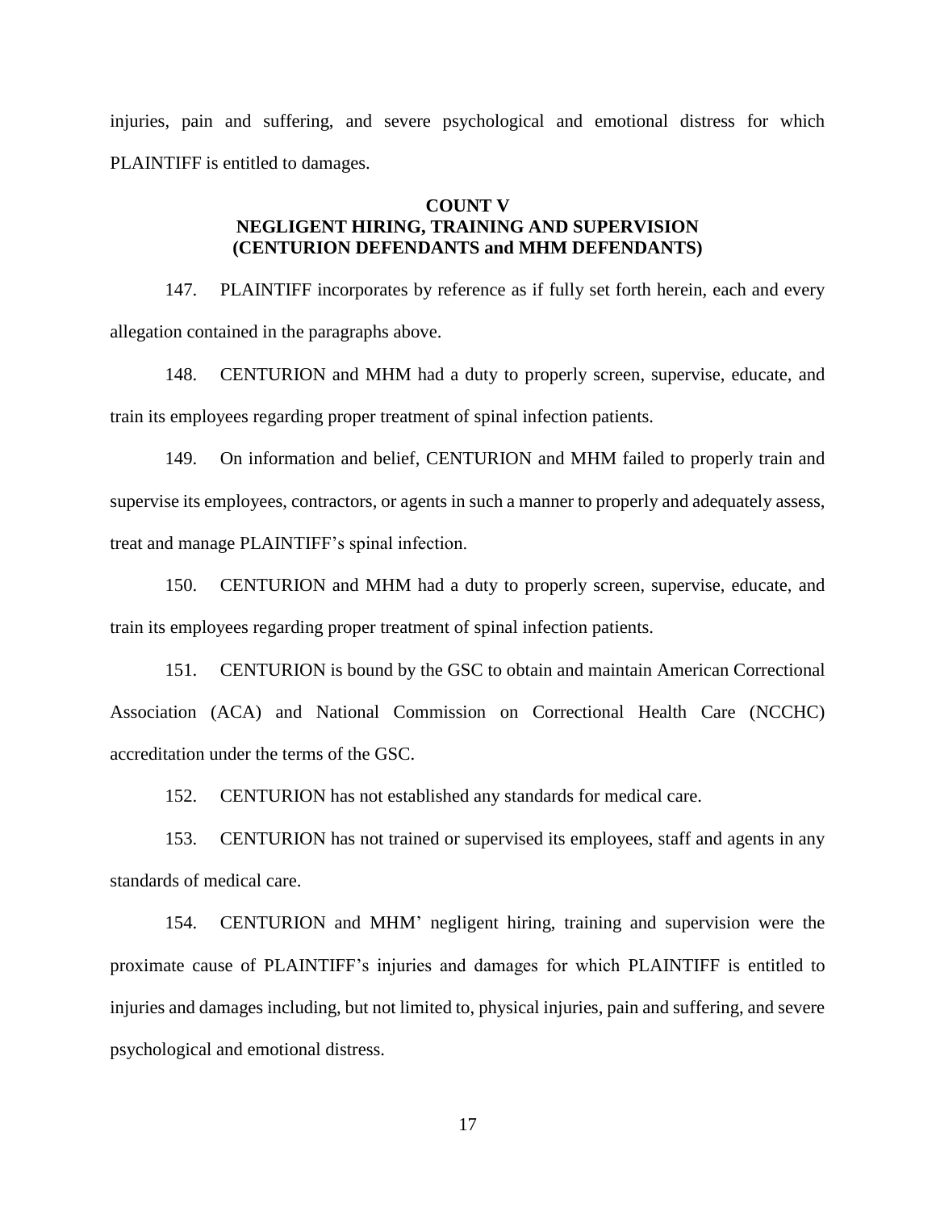injuries, pain and suffering, and severe psychological and emotional distress for which PLAINTIFF is entitled to damages.

**COUNT V**
**NEGLIGENT HIRING, TRAINING AND SUPERVISION**
**(CENTURION DEFENDANTS and MHM DEFENDANTS)**

147. PLAINTIFF incorporates by reference as if fully set forth herein, each and every allegation contained in the paragraphs above.

148. CENTURION and MHM had a duty to properly screen, supervise, educate, and train its employees regarding proper treatment of spinal infection patients.

149. On information and belief, CENTURION and MHM failed to properly train and supervise its employees, contractors, or agents in such a manner to properly and adequately assess, treat and manage PLAINTIFF's spinal infection.

150. CENTURION and MHM had a duty to properly screen, supervise, educate, and train its employees regarding proper treatment of spinal infection patients.

151. CENTURION is bound by the GSC to obtain and maintain American Correctional Association (ACA) and National Commission on Correctional Health Care (NCCHC) accreditation under the terms of the GSC.

152. CENTURION has not established any standards for medical care.

153. CENTURION has not trained or supervised its employees, staff and agents in any standards of medical care.

154. CENTURION and MHM' negligent hiring, training and supervision were the proximate cause of PLAINTIFF's injuries and damages for which PLAINTIFF is entitled to injuries and damages including, but not limited to, physical injuries, pain and suffering, and severe psychological and emotional distress.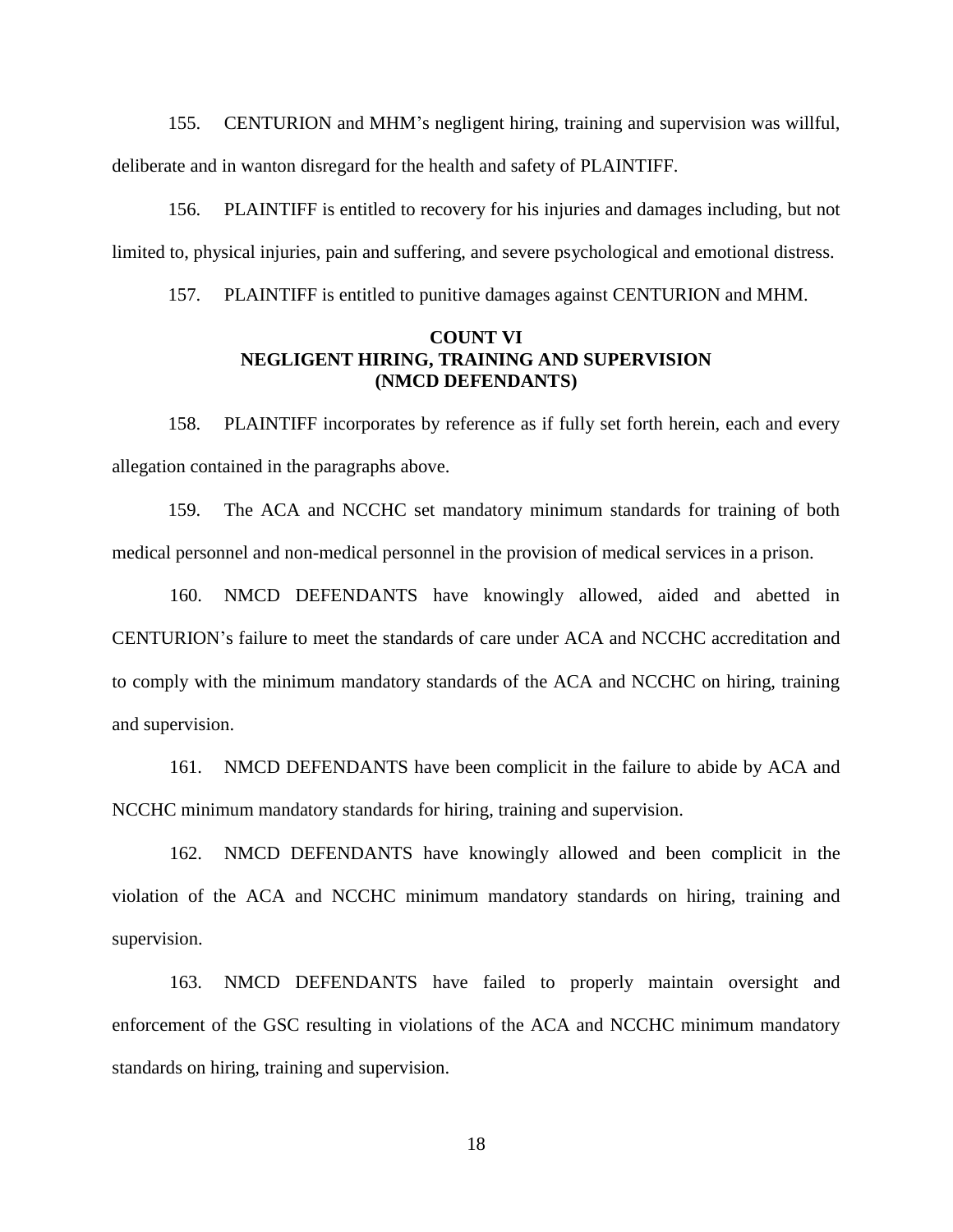155. CENTURION and MHM's negligent hiring, training and supervision was willful, deliberate and in wanton disregard for the health and safety of PLAINTIFF.

156. PLAINTIFF is entitled to recovery for his injuries and damages including, but not limited to, physical injuries, pain and suffering, and severe psychological and emotional distress.

157. PLAINTIFF is entitled to punitive damages against CENTURION and MHM.

## COUNT VI
## NEGLIGENT HIRING, TRAINING AND SUPERVISION
## (NMCD DEFENDANTS)

158. PLAINTIFF incorporates by reference as if fully set forth herein, each and every allegation contained in the paragraphs above.

159. The ACA and NCCHC set mandatory minimum standards for training of both medical personnel and non-medical personnel in the provision of medical services in a prison.

160. NMCD DEFENDANTS have knowingly allowed, aided and abetted in CENTURION's failure to meet the standards of care under ACA and NCCHC accreditation and to comply with the minimum mandatory standards of the ACA and NCCHC on hiring, training and supervision.

161. NMCD DEFENDANTS have been complicit in the failure to abide by ACA and NCCHC minimum mandatory standards for hiring, training and supervision.

162. NMCD DEFENDANTS have knowingly allowed and been complicit in the violation of the ACA and NCCHC minimum mandatory standards on hiring, training and supervision.

163. NMCD DEFENDANTS have failed to properly maintain oversight and enforcement of the GSC resulting in violations of the ACA and NCCHC minimum mandatory standards on hiring, training and supervision.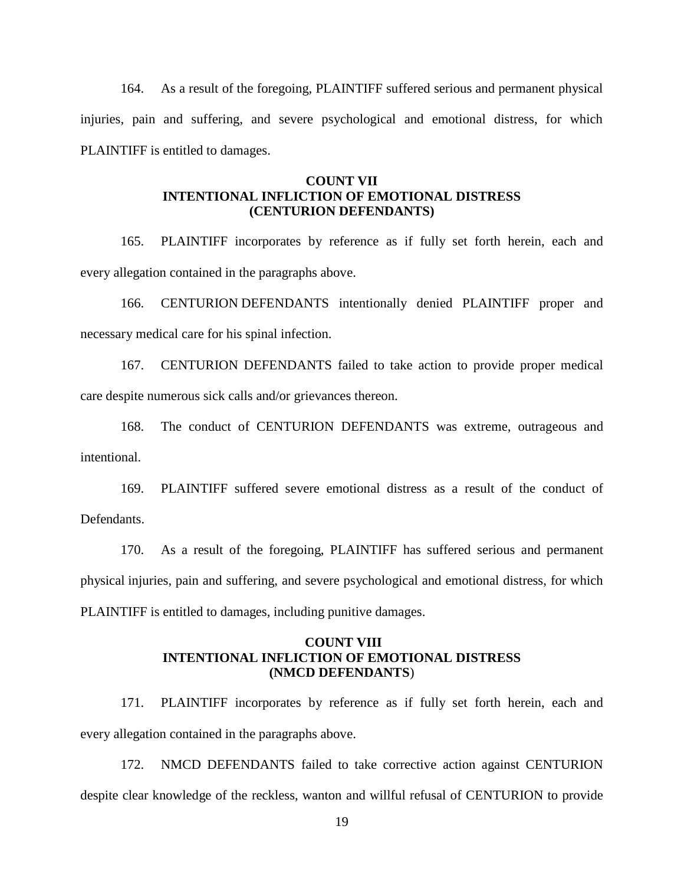164. As a result of the foregoing, PLAINTIFF suffered serious and permanent physical injuries, pain and suffering, and severe psychological and emotional distress, for which PLAINTIFF is entitled to damages.

## COUNT VII
## INTENTIONAL INFLICTION OF EMOTIONAL DISTRESS
## (CENTURION DEFENDANTS)

165. PLAINTIFF incorporates by reference as if fully set forth herein, each and every allegation contained in the paragraphs above.

166. CENTURION DEFENDANTS intentionally denied PLAINTIFF proper and necessary medical care for his spinal infection.

167. CENTURION DEFENDANTS failed to take action to provide proper medical care despite numerous sick calls and/or grievances thereon.

168. The conduct of CENTURION DEFENDANTS was extreme, outrageous and intentional.

169. PLAINTIFF suffered severe emotional distress as a result of the conduct of Defendants.

170. As a result of the foregoing, PLAINTIFF has suffered serious and permanent physical injuries, pain and suffering, and severe psychological and emotional distress, for which PLAINTIFF is entitled to damages, including punitive damages.

## COUNT VIII
## INTENTIONAL INFLICTION OF EMOTIONAL DISTRESS
## (NMCD DEFENDANTS)

171. PLAINTIFF incorporates by reference as if fully set forth herein, each and every allegation contained in the paragraphs above.

172. NMCD DEFENDANTS failed to take corrective action against CENTURION despite clear knowledge of the reckless, wanton and willful refusal of CENTURION to provide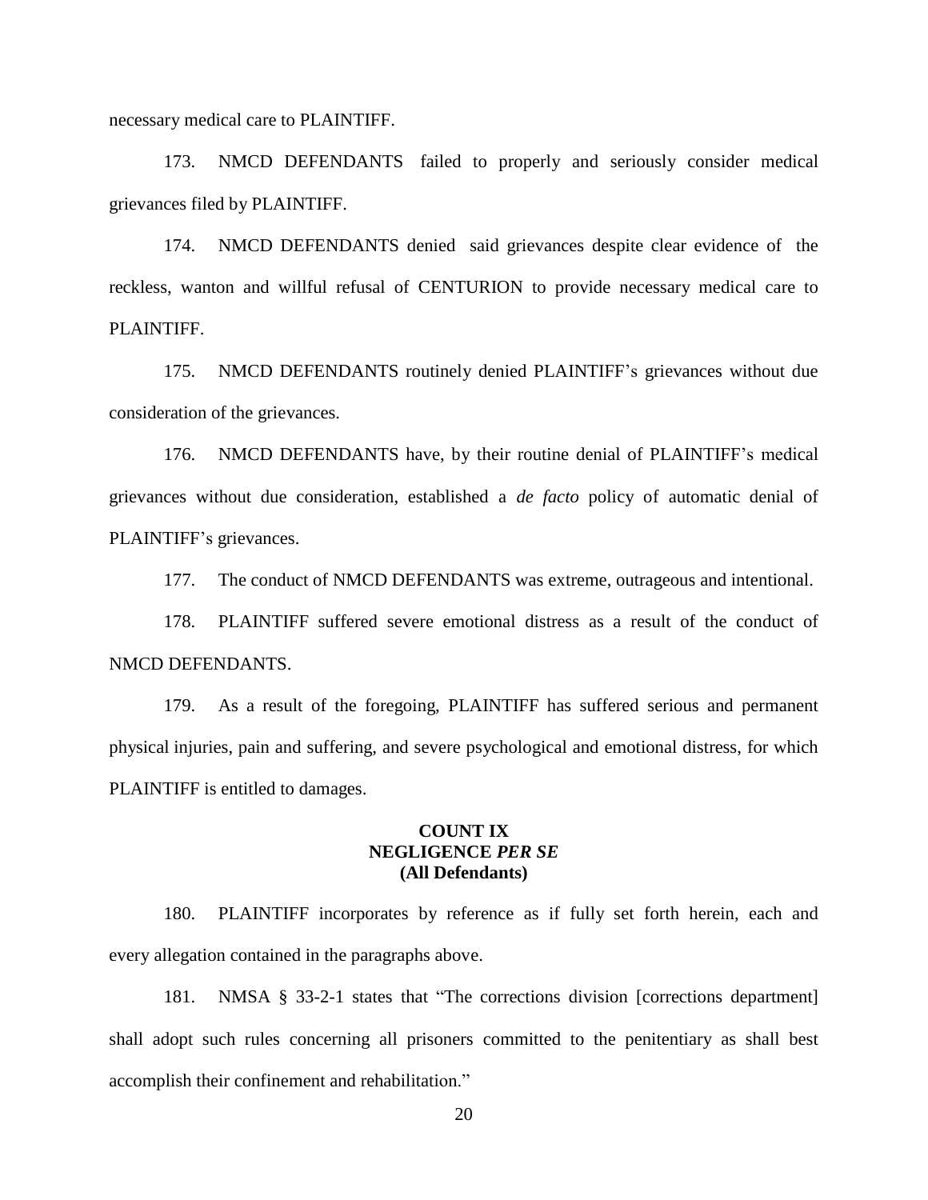necessary medical care to PLAINTIFF.

173. NMCD DEFENDANTS failed to properly and seriously consider medical grievances filed by PLAINTIFF.

174. NMCD DEFENDANTS denied said grievances despite clear evidence of the reckless, wanton and willful refusal of CENTURION to provide necessary medical care to PLAINTIFF.

175. NMCD DEFENDANTS routinely denied PLAINTIFF's grievances without due consideration of the grievances.

176. NMCD DEFENDANTS have, by their routine denial of PLAINTIFF's medical grievances without due consideration, established a *de facto* policy of automatic denial of PLAINTIFF's grievances.

177. The conduct of NMCD DEFENDANTS was extreme, outrageous and intentional.

178. PLAINTIFF suffered severe emotional distress as a result of the conduct of NMCD DEFENDANTS.

179. As a result of the foregoing, PLAINTIFF has suffered serious and permanent physical injuries, pain and suffering, and severe psychological and emotional distress, for which PLAINTIFF is entitled to damages.

**COUNT IX**
**NEGLIGENCE *PER SE***
**(All Defendants)**

180. PLAINTIFF incorporates by reference as if fully set forth herein, each and every allegation contained in the paragraphs above.

181. NMSA § 33-2-1 states that "The corrections division [corrections department] shall adopt such rules concerning all prisoners committed to the penitentiary as shall best accomplish their confinement and rehabilitation."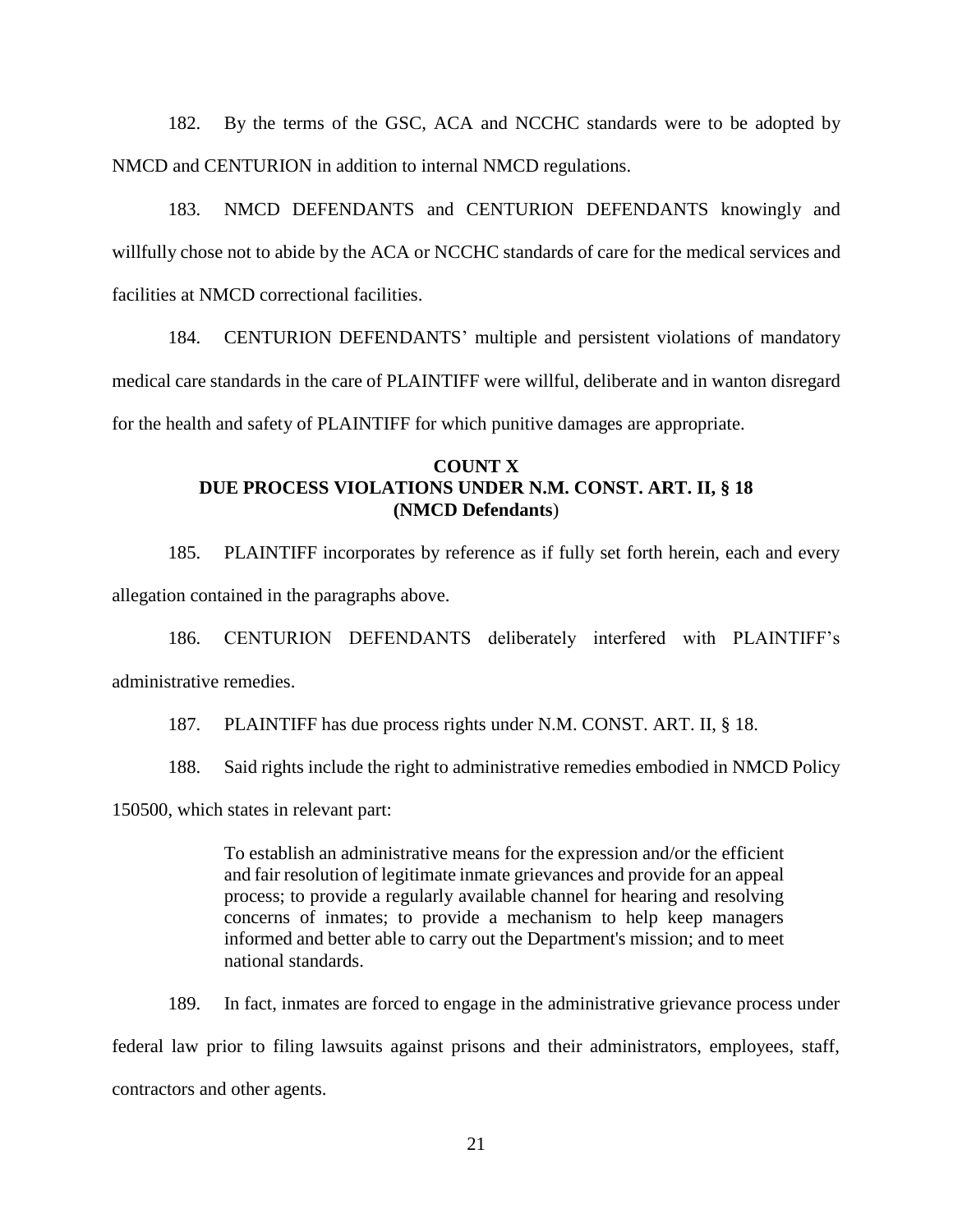182. By the terms of the GSC, ACA and NCCHC standards were to be adopted by NMCD and CENTURION in addition to internal NMCD regulations.

183. NMCD DEFENDANTS and CENTURION DEFENDANTS knowingly and willfully chose not to abide by the ACA or NCCHC standards of care for the medical services and facilities at NMCD correctional facilities.

184. CENTURION DEFENDANTS' multiple and persistent violations of mandatory medical care standards in the care of PLAINTIFF were willful, deliberate and in wanton disregard for the health and safety of PLAINTIFF for which punitive damages are appropriate.

**COUNT X**
**DUE PROCESS VIOLATIONS UNDER N.M. CONST. ART. II, § 18**
**(NMCD Defendants)**

185. PLAINTIFF incorporates by reference as if fully set forth herein, each and every allegation contained in the paragraphs above.

186. CENTURION DEFENDANTS deliberately interfered with PLAINTIFF's administrative remedies.

187. PLAINTIFF has due process rights under N.M. CONST. ART. II, § 18.

188. Said rights include the right to administrative remedies embodied in NMCD Policy 150500, which states in relevant part:

> To establish an administrative means for the expression and/or the efficient and fair resolution of legitimate inmate grievances and provide for an appeal process; to provide a regularly available channel for hearing and resolving concerns of inmates; to provide a mechanism to help keep managers informed and better able to carry out the Department's mission; and to meet national standards.

189. In fact, inmates are forced to engage in the administrative grievance process under federal law prior to filing lawsuits against prisons and their administrators, employees, staff, contractors and other agents.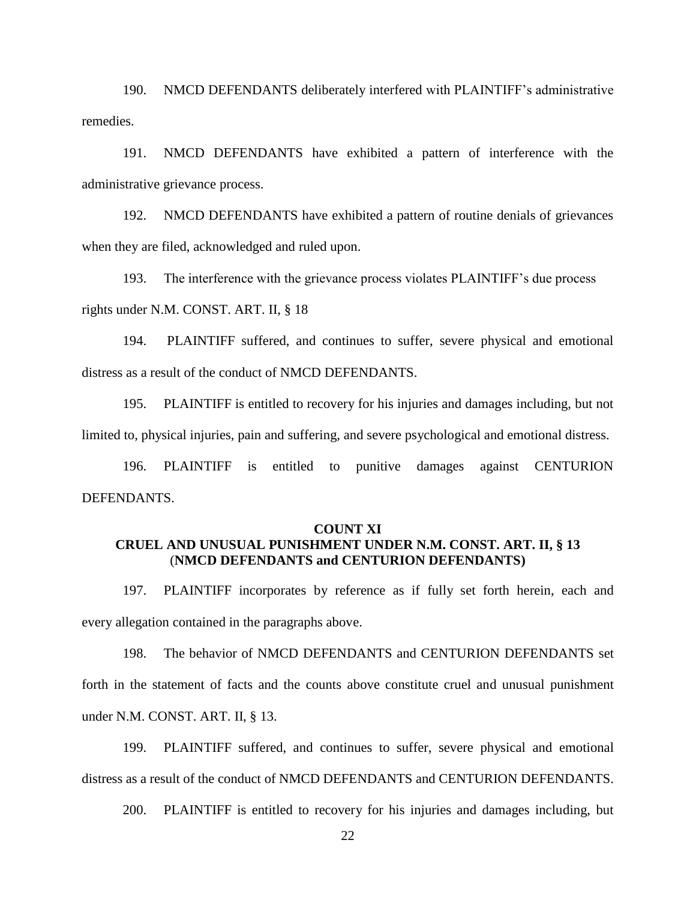190. NMCD DEFENDANTS deliberately interfered with PLAINTIFF's administrative remedies.

191. NMCD DEFENDANTS have exhibited a pattern of interference with the administrative grievance process.

192. NMCD DEFENDANTS have exhibited a pattern of routine denials of grievances when they are filed, acknowledged and ruled upon.

193. The interference with the grievance process violates PLAINTIFF's due process rights under N.M. CONST. ART. II, § 18

194. PLAINTIFF suffered, and continues to suffer, severe physical and emotional distress as a result of the conduct of NMCD DEFENDANTS.

195. PLAINTIFF is entitled to recovery for his injuries and damages including, but not limited to, physical injuries, pain and suffering, and severe psychological and emotional distress.

196. PLAINTIFF is entitled to punitive damages against CENTURION DEFENDANTS.

**COUNT XI**
**CRUEL AND UNUSUAL PUNISHMENT UNDER N.M. CONST. ART. II, § 13**
**(NMCD DEFENDANTS and CENTURION DEFENDANTS)**

197. PLAINTIFF incorporates by reference as if fully set forth herein, each and every allegation contained in the paragraphs above.

198. The behavior of NMCD DEFENDANTS and CENTURION DEFENDANTS set forth in the statement of facts and the counts above constitute cruel and unusual punishment under N.M. CONST. ART. II, § 13.

199. PLAINTIFF suffered, and continues to suffer, severe physical and emotional distress as a result of the conduct of NMCD DEFENDANTS and CENTURION DEFENDANTS.

200. PLAINTIFF is entitled to recovery for his injuries and damages including, but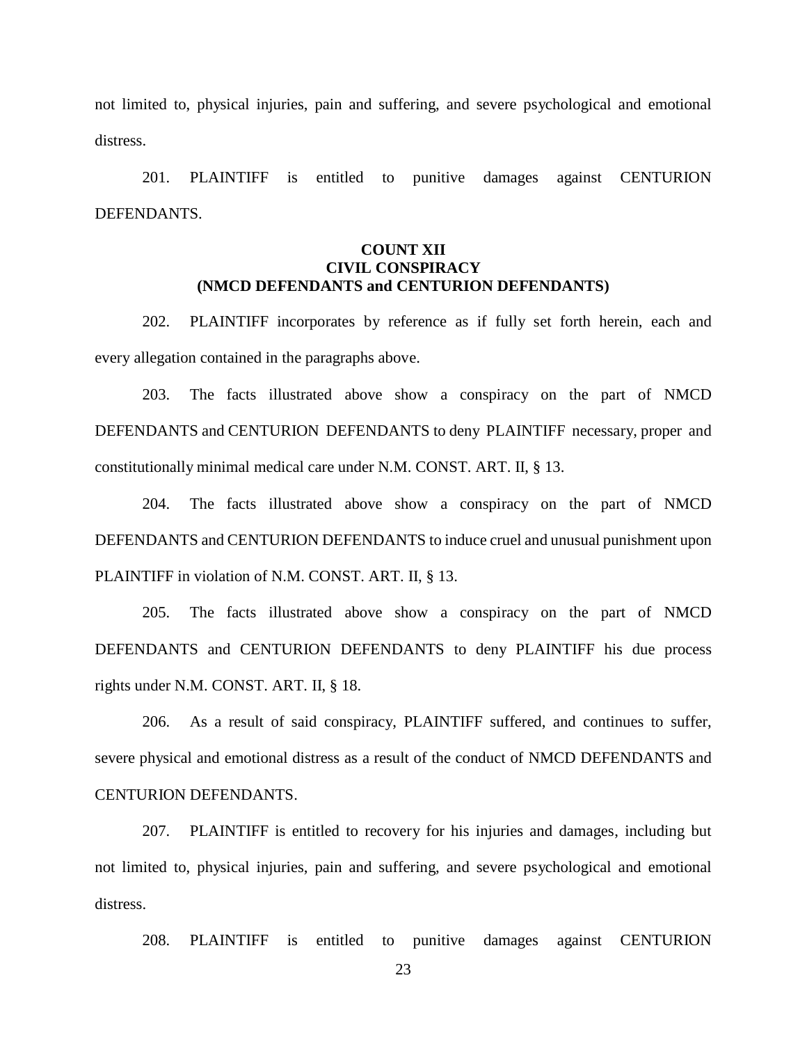not limited to, physical injuries, pain and suffering, and severe psychological and emotional distress.

201. PLAINTIFF is entitled to punitive damages against CENTURION DEFENDANTS.

**COUNT XII**
**CIVIL CONSPIRACY**
**(NMCD DEFENDANTS and CENTURION DEFENDANTS)**

202. PLAINTIFF incorporates by reference as if fully set forth herein, each and every allegation contained in the paragraphs above.

203. The facts illustrated above show a conspiracy on the part of NMCD DEFENDANTS and CENTURION DEFENDANTS to deny PLAINTIFF necessary, proper and constitutionally minimal medical care under N.M. CONST. ART. II, § 13.

204. The facts illustrated above show a conspiracy on the part of NMCD DEFENDANTS and CENTURION DEFENDANTS to induce cruel and unusual punishment upon PLAINTIFF in violation of N.M. CONST. ART. II, § 13.

205. The facts illustrated above show a conspiracy on the part of NMCD DEFENDANTS and CENTURION DEFENDANTS to deny PLAINTIFF his due process rights under N.M. CONST. ART. II, § 18.

206. As a result of said conspiracy, PLAINTIFF suffered, and continues to suffer, severe physical and emotional distress as a result of the conduct of NMCD DEFENDANTS and CENTURION DEFENDANTS.

207. PLAINTIFF is entitled to recovery for his injuries and damages, including but not limited to, physical injuries, pain and suffering, and severe psychological and emotional distress.

208. PLAINTIFF is entitled to punitive damages against CENTURION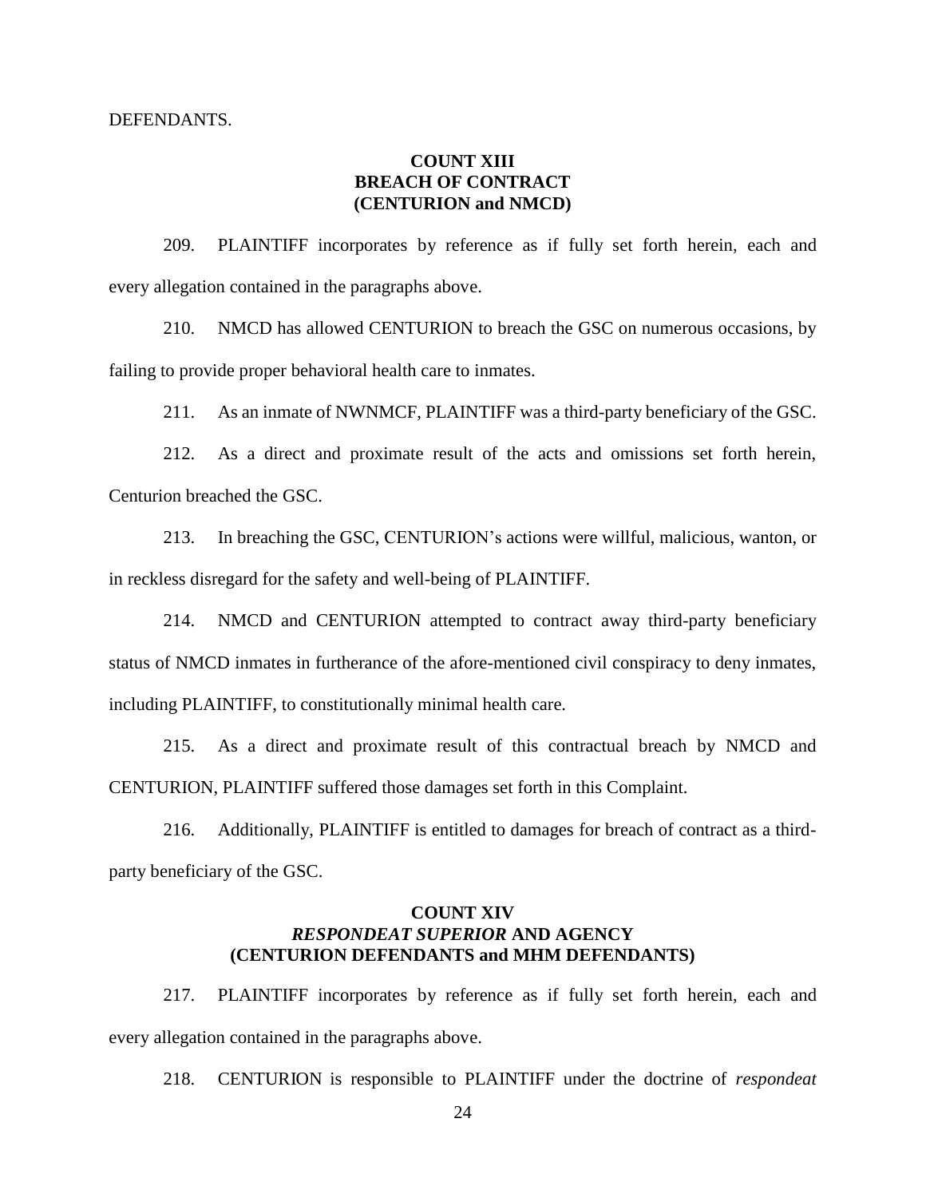DEFENDANTS.

**COUNT XIII**
**BREACH OF CONTRACT**
**(CENTURION and NMCD)**

209. PLAINTIFF incorporates by reference as if fully set forth herein, each and every allegation contained in the paragraphs above.

210. NMCD has allowed CENTURION to breach the GSC on numerous occasions, by failing to provide proper behavioral health care to inmates.

211. As an inmate of NWNMCF, PLAINTIFF was a third-party beneficiary of the GSC.

212. As a direct and proximate result of the acts and omissions set forth herein, Centurion breached the GSC.

213. In breaching the GSC, CENTURION's actions were willful, malicious, wanton, or in reckless disregard for the safety and well-being of PLAINTIFF.

214. NMCD and CENTURION attempted to contract away third-party beneficiary status of NMCD inmates in furtherance of the afore-mentioned civil conspiracy to deny inmates, including PLAINTIFF, to constitutionally minimal health care.

215. As a direct and proximate result of this contractual breach by NMCD and CENTURION, PLAINTIFF suffered those damages set forth in this Complaint.

216. Additionally, PLAINTIFF is entitled to damages for breach of contract as a third-party beneficiary of the GSC.

**COUNT XIV**
***RESPONDEAT SUPERIOR* AND AGENCY**
**(CENTURION DEFENDANTS and MHM DEFENDANTS)**

217. PLAINTIFF incorporates by reference as if fully set forth herein, each and every allegation contained in the paragraphs above.

218. CENTURION is responsible to PLAINTIFF under the doctrine of *respondeat*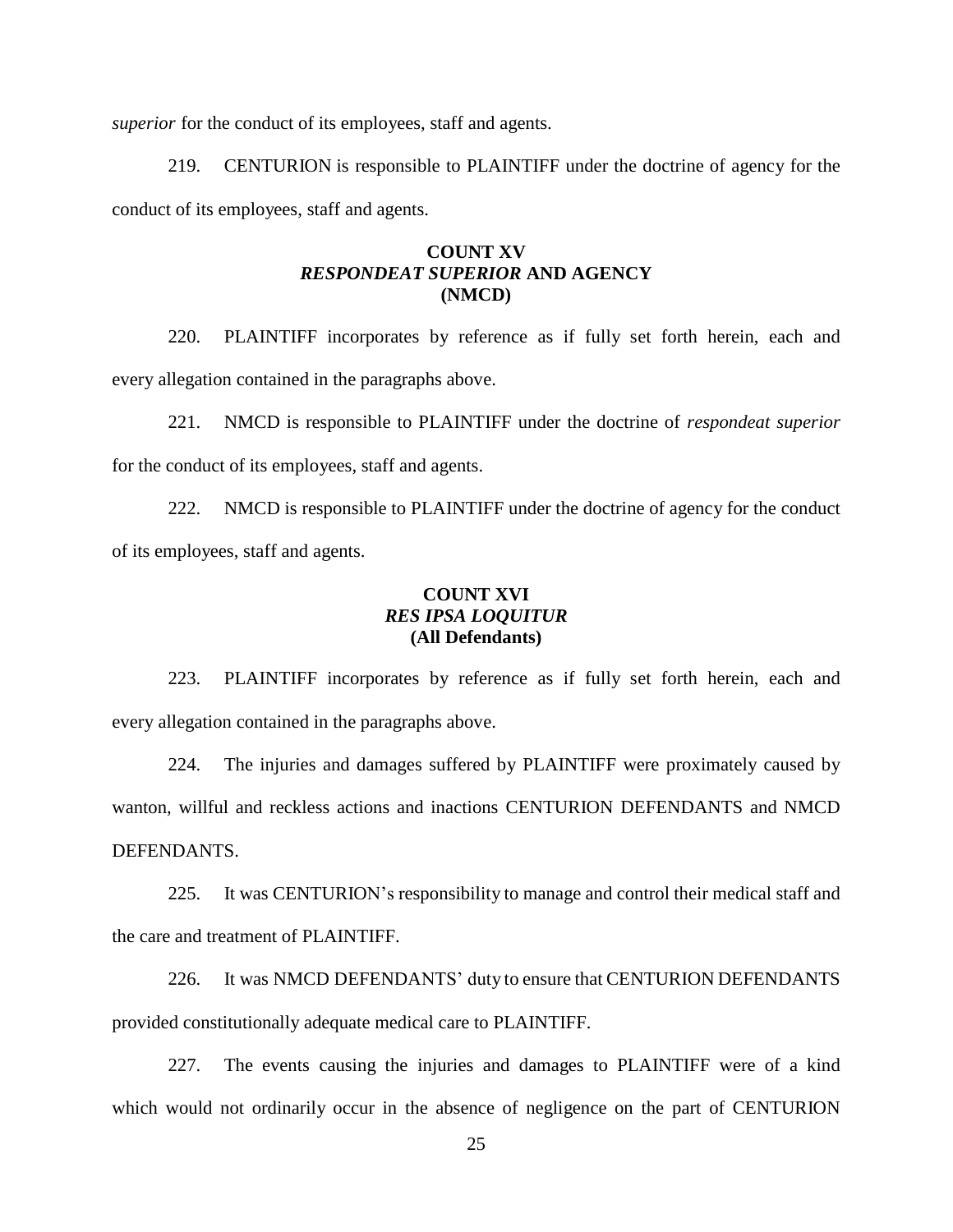*superior* for the conduct of its employees, staff and agents.

219. CENTURION is responsible to PLAINTIFF under the doctrine of agency for the conduct of its employees, staff and agents.

**COUNT XV**
***RESPONDEAT SUPERIOR* AND AGENCY**
**(NMCD)**

220. PLAINTIFF incorporates by reference as if fully set forth herein, each and every allegation contained in the paragraphs above.

221. NMCD is responsible to PLAINTIFF under the doctrine of *respondeat superior* for the conduct of its employees, staff and agents.

222. NMCD is responsible to PLAINTIFF under the doctrine of agency for the conduct of its employees, staff and agents.

**COUNT XVI**
***RES IPSA LOQUITUR***
**(All Defendants)**

223. PLAINTIFF incorporates by reference as if fully set forth herein, each and every allegation contained in the paragraphs above.

224. The injuries and damages suffered by PLAINTIFF were proximately caused by wanton, willful and reckless actions and inactions CENTURION DEFENDANTS and NMCD DEFENDANTS.

225. It was CENTURION's responsibility to manage and control their medical staff and the care and treatment of PLAINTIFF.

226. It was NMCD DEFENDANTS' duty to ensure that CENTURION DEFENDANTS provided constitutionally adequate medical care to PLAINTIFF.

227. The events causing the injuries and damages to PLAINTIFF were of a kind which would not ordinarily occur in the absence of negligence on the part of CENTURION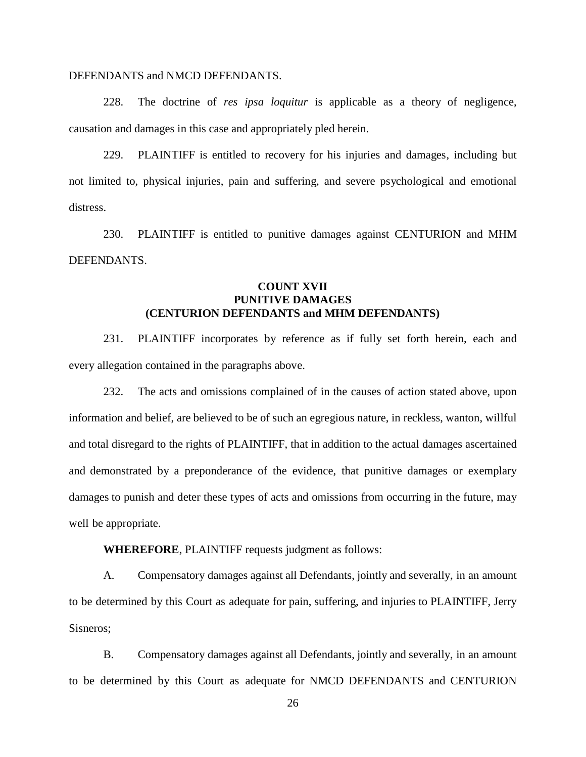DEFENDANTS and NMCD DEFENDANTS.

228. The doctrine of *res ipsa loquitur* is applicable as a theory of negligence, causation and damages in this case and appropriately pled herein.

229. PLAINTIFF is entitled to recovery for his injuries and damages, including but not limited to, physical injuries, pain and suffering, and severe psychological and emotional distress.

230. PLAINTIFF is entitled to punitive damages against CENTURION and MHM DEFENDANTS.

**COUNT XVII**
**PUNITIVE DAMAGES**
**(CENTURION DEFENDANTS and MHM DEFENDANTS)**

231. PLAINTIFF incorporates by reference as if fully set forth herein, each and every allegation contained in the paragraphs above.

232. The acts and omissions complained of in the causes of action stated above, upon information and belief, are believed to be of such an egregious nature, in reckless, wanton, willful and total disregard to the rights of PLAINTIFF, that in addition to the actual damages ascertained and demonstrated by a preponderance of the evidence, that punitive damages or exemplary damages to punish and deter these types of acts and omissions from occurring in the future, may well be appropriate.

**WHEREFORE**, PLAINTIFF requests judgment as follows:

A. Compensatory damages against all Defendants, jointly and severally, in an amount to be determined by this Court as adequate for pain, suffering, and injuries to PLAINTIFF, Jerry Sisneros;

B. Compensatory damages against all Defendants, jointly and severally, in an amount to be determined by this Court as adequate for NMCD DEFENDANTS and CENTURION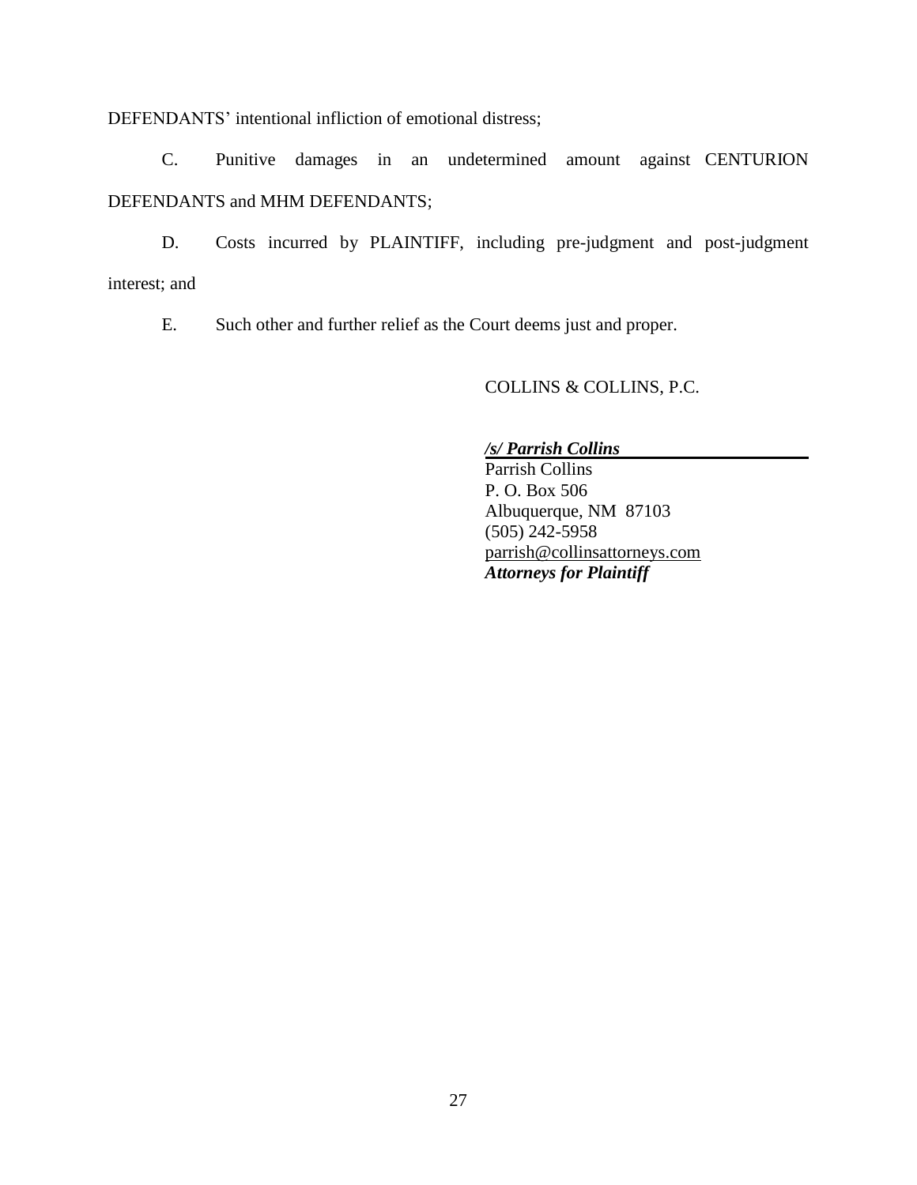DEFENDANTS' intentional infliction of emotional distress;

C. Punitive damages in an undetermined amount against CENTURION DEFENDANTS and MHM DEFENDANTS;

D. Costs incurred by PLAINTIFF, including pre-judgment and post-judgment interest; and

E. Such other and further relief as the Court deems just and proper.

COLLINS & COLLINS, P.C.

***/s/ Parrish Collins***
Parrish Collins
P. O. Box 506
Albuquerque, NM 87103
(505) 242-5958
parrish@collinsattorneys.com
***Attorneys for Plaintiff***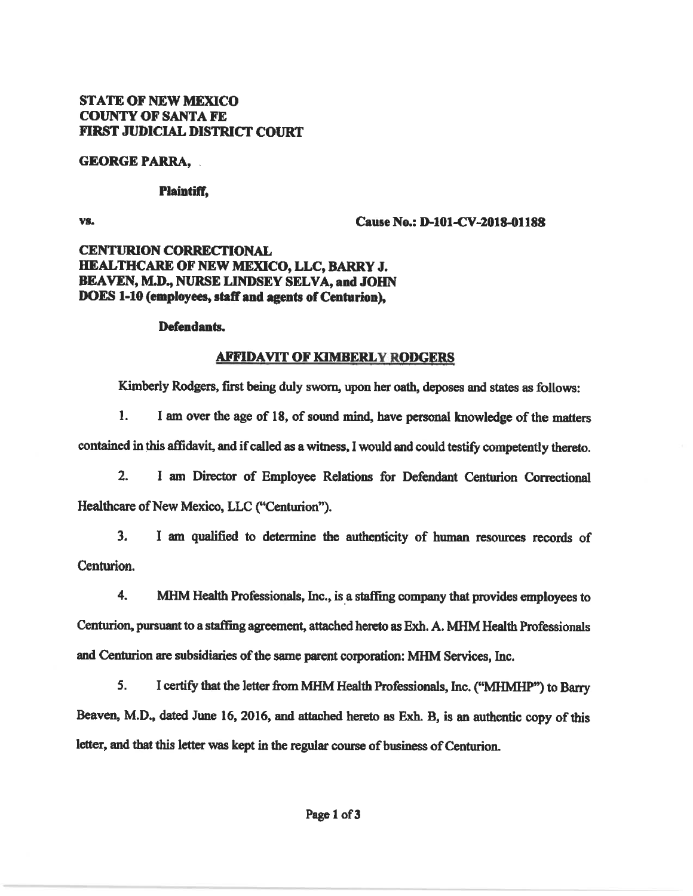**STATE OF NEW MEXICO**
**COUNTY OF SANTA FE**
**FIRST JUDICIAL DISTRICT COURT**

**GEORGE PARRA,**

**Plaintiff,**

**vs.** **Cause No.: D-101-CV-2018-01188**

**CENTURION CORRECTIONAL HEALTHCARE OF NEW MEXICO, LLC, BARRY J. BEAVEN, M.D., NURSE LINDSEY SELVA, and JOHN DOES 1-10 (employees, staff and agents of Centurion),**

**Defendants.**

## AFFIDAVIT OF KIMBERLY RODGERS

Kimberly Rodgers, first being duly sworn, upon her oath, deposes and states as follows:

1. I am over the age of 18, of sound mind, have personal knowledge of the matters contained in this affidavit, and if called as a witness, I would and could testify competently thereto.

2. I am Director of Employee Relations for Defendant Centurion Correctional Healthcare of New Mexico, LLC ("Centurion").

3. I am qualified to determine the authenticity of human resources records of Centurion.

4. MHM Health Professionals, Inc., is a staffing company that provides employees to Centurion, pursuant to a staffing agreement, attached hereto as Exh. A. MHM Health Professionals and Centurion are subsidiaries of the same parent corporation: MHM Services, Inc.

5. I certify that the letter from MHM Health Professionals, Inc. ("MHMHP") to Barry Beaven, M.D., dated June 16, 2016, and attached hereto as Exh. B, is an authentic copy of this letter, and that this letter was kept in the regular course of business of Centurion.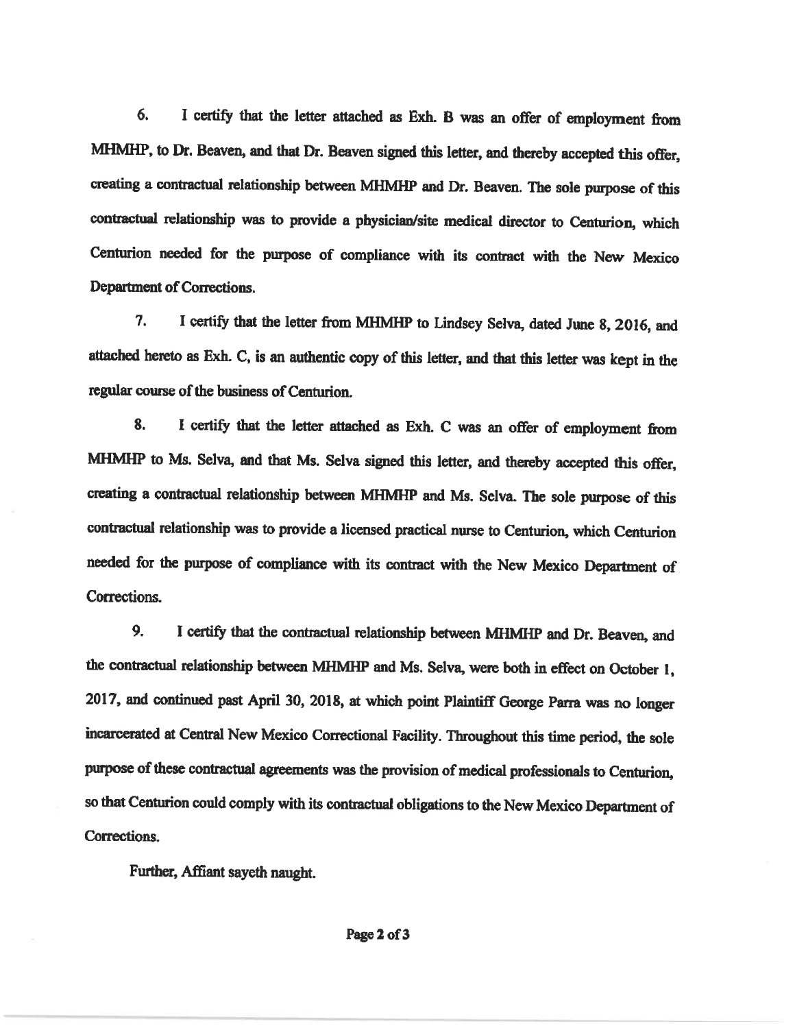6. I certify that the letter attached as Exh. B was an offer of employment from MHMHP, to Dr. Beaven, and that Dr. Beaven signed this letter, and thereby accepted this offer, creating a contractual relationship between MHMHP and Dr. Beaven. The sole purpose of this contractual relationship was to provide a physician/site medical director to Centurion, which Centurion needed for the purpose of compliance with its contract with the New Mexico Department of Corrections.

7. I certify that the letter from MHMHP to Lindsey Selva, dated June 8, 2016, and attached hereto as Exh. C, is an authentic copy of this letter, and that this letter was kept in the regular course of the business of Centurion.

8. I certify that the letter attached as Exh. C was an offer of employment from MHMHP to Ms. Selva, and that Ms. Selva signed this letter, and thereby accepted this offer, creating a contractual relationship between MHMHP and Ms. Selva. The sole purpose of this contractual relationship was to provide a licensed practical nurse to Centurion, which Centurion needed for the purpose of compliance with its contract with the New Mexico Department of Corrections.

9. I certify that the contractual relationship between MHMHP and Dr. Beaven, and the contractual relationship between MHMHP and Ms. Selva, were both in effect on October 1, 2017, and continued past April 30, 2018, at which point Plaintiff George Parra was no longer incarcerated at Central New Mexico Correctional Facility. Throughout this time period, the sole purpose of these contractual agreements was the provision of medical professionals to Centurion, so that Centurion could comply with its contractual obligations to the New Mexico Department of Corrections.

Further, Affiant sayeth naught.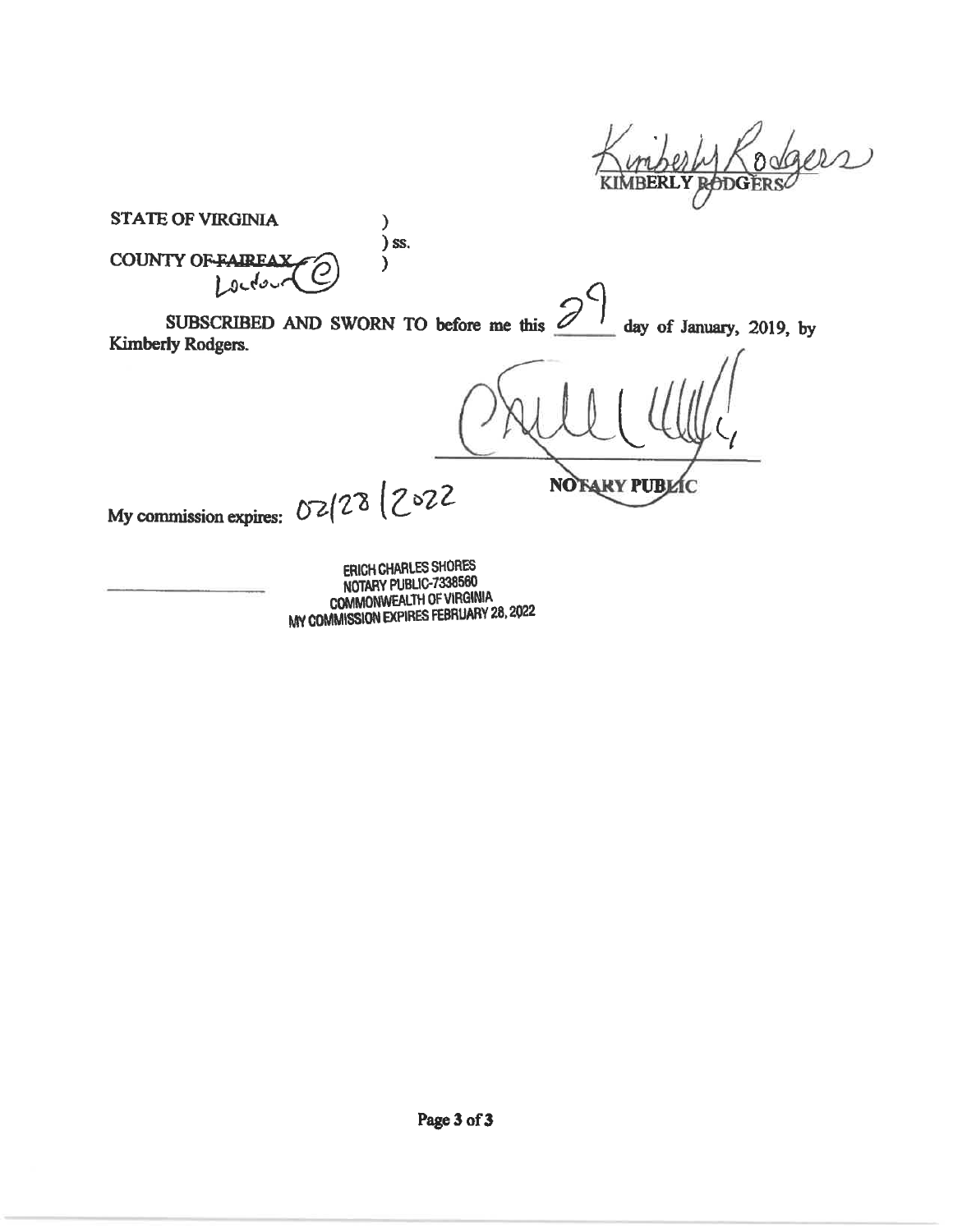Kimberly Rodgers

KIMBERLY RODGERS

STATE OF VIRGINIA )
) ss.
COUNTY OF ~~FAIRFAX~~ Loudoun )

SUBSCRIBED AND SWORN TO before me this 29 day of January, 2019, by Kimberly Rodgers.

NOTARY PUBLIC

My commission expires: 02/28/2022

ERICH CHARLES SHORES
NOTARY PUBLIC-7338560
COMMONWEALTH OF VIRGINIA
MY COMMISSION EXPIRES FEBRUARY 28, 2022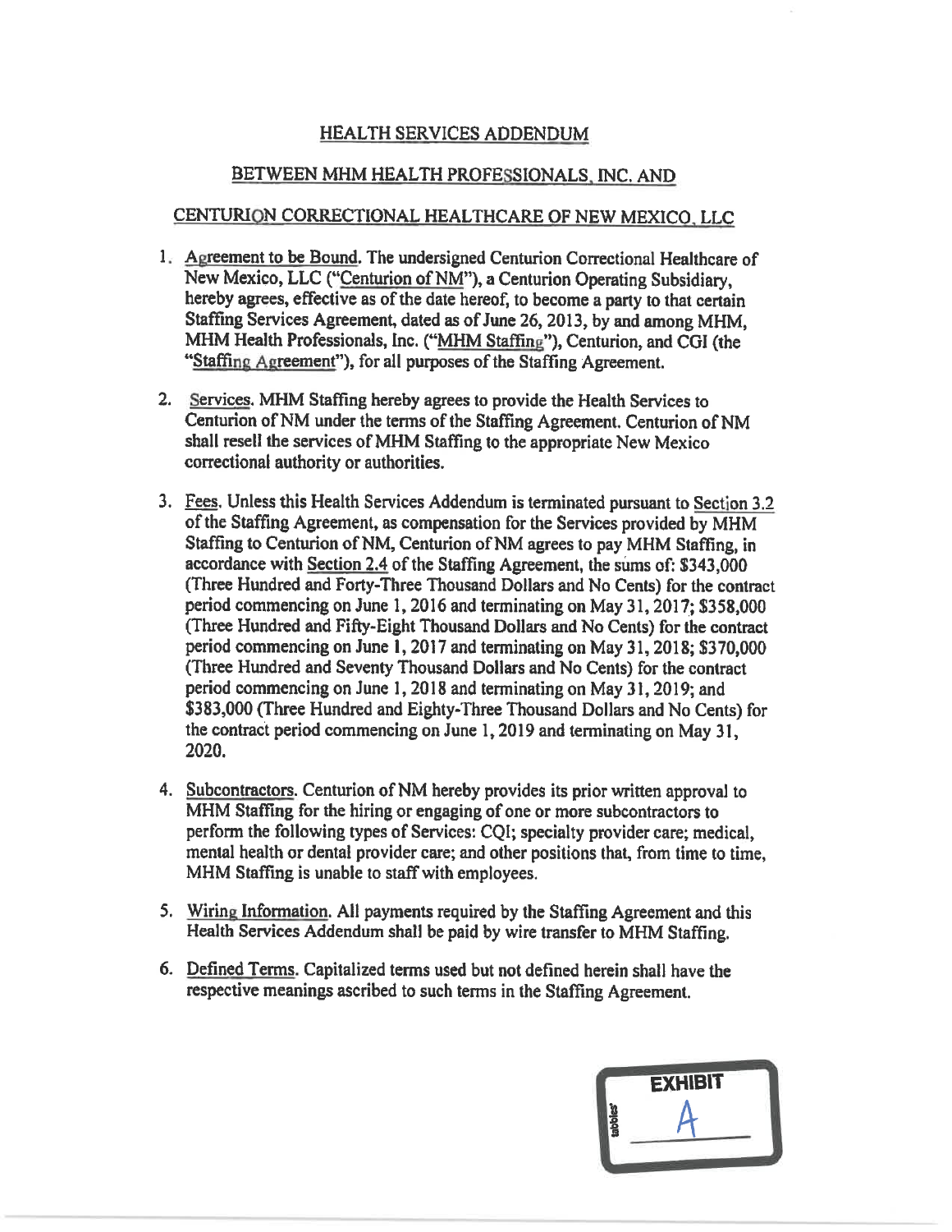# HEALTH SERVICES ADDENDUM

## BETWEEN MHM HEALTH PROFESSIONALS, INC. AND

## CENTURION CORRECTIONAL HEALTHCARE OF NEW MEXICO, LLC

1. Agreement to be Bound. The undersigned Centurion Correctional Healthcare of New Mexico, LLC ("Centurion of NM"), a Centurion Operating Subsidiary, hereby agrees, effective as of the date hereof, to become a party to that certain Staffing Services Agreement, dated as of June 26, 2013, by and among MHM, MHM Health Professionals, Inc. ("MHM Staffing"), Centurion, and CGI (the "Staffing Agreement"), for all purposes of the Staffing Agreement.

2. Services. MHM Staffing hereby agrees to provide the Health Services to Centurion of NM under the terms of the Staffing Agreement. Centurion of NM shall resell the services of MHM Staffing to the appropriate New Mexico correctional authority or authorities.

3. Fees. Unless this Health Services Addendum is terminated pursuant to Section 3.2 of the Staffing Agreement, as compensation for the Services provided by MHM Staffing to Centurion of NM, Centurion of NM agrees to pay MHM Staffing, in accordance with Section 2.4 of the Staffing Agreement, the sums of: $343,000 (Three Hundred and Forty-Three Thousand Dollars and No Cents) for the contract period commencing on June 1, 2016 and terminating on May 31, 2017; $358,000 (Three Hundred and Fifty-Eight Thousand Dollars and No Cents) for the contract period commencing on June 1, 2017 and terminating on May 31, 2018; $370,000 (Three Hundred and Seventy Thousand Dollars and No Cents) for the contract period commencing on June 1, 2018 and terminating on May 31, 2019; and $383,000 (Three Hundred and Eighty-Three Thousand Dollars and No Cents) for the contract period commencing on June 1, 2019 and terminating on May 31, 2020.

4. Subcontractors. Centurion of NM hereby provides its prior written approval to MHM Staffing for the hiring or engaging of one or more subcontractors to perform the following types of Services: CQI; specialty provider care; medical, mental health or dental provider care; and other positions that, from time to time, MHM Staffing is unable to staff with employees.

5. Wiring Information. All payments required by the Staffing Agreement and this Health Services Addendum shall be paid by wire transfer to MHM Staffing.

6. Defined Terms. Capitalized terms used but not defined herein shall have the respective meanings ascribed to such terms in the Staffing Agreement.

EXHIBIT A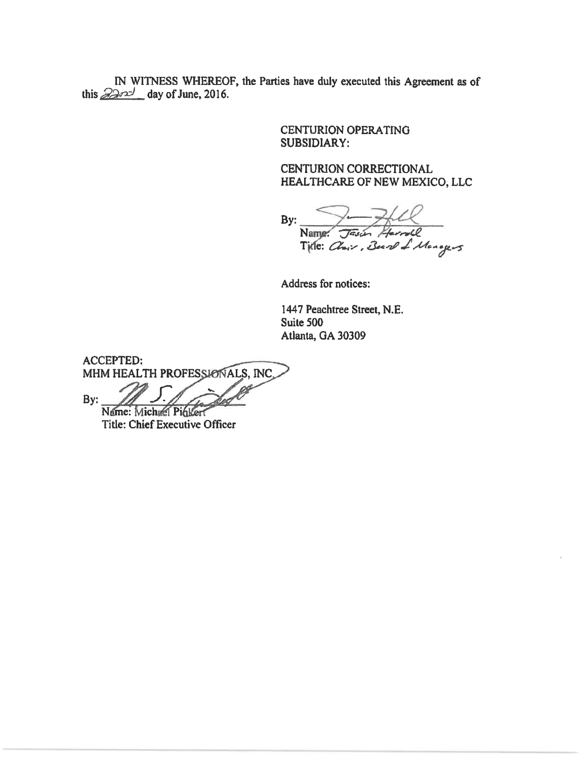IN WITNESS WHEREOF, the Parties have duly executed this Agreement as of this 22nd day of June, 2016.

CENTURION OPERATING SUBSIDIARY:

CENTURION CORRECTIONAL HEALTHCARE OF NEW MEXICO, LLC

By: ______________________
Name: Jason Harrold
Title: Chair, Board of Managers

Address for notices:

1447 Peachtree Street, N.E.
Suite 500
Atlanta, GA 30309

ACCEPTED:
MHM HEALTH PROFESSIONALS, INC.

By: ______________________
Name: Michael Pinkert
Title: Chief Executive Officer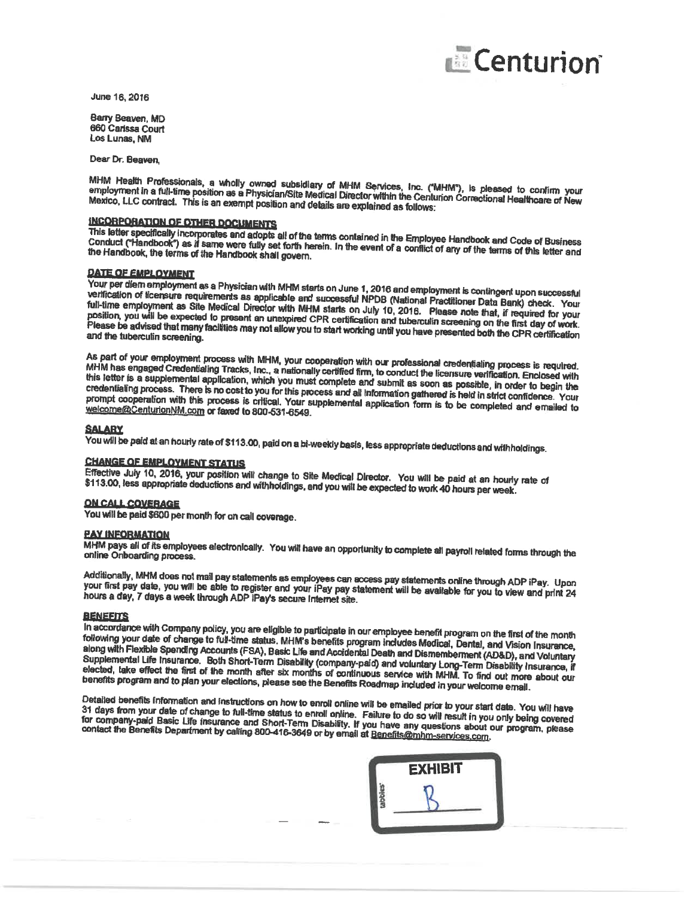**Centurion**

June 16, 2016

Barry Beaven, MD
660 Carissa Court
Los Lunas, NM

Dear Dr. Beaven,

MHM Health Professionals, a wholly owned subsidiary of MHM Services, Inc. ("MHM"), is pleased to confirm your employment in a full-time position as a Physician/Site Medical Director within the Centurion Correctional Healthcare of New Mexico, LLC contract. This is an exempt position and details are explained as follows:

**INCORPORATION OF OTHER DOCUMENTS**

This letter specifically incorporates and adopts all of the terms contained in the Employee Handbook and Code of Business Conduct ("Handbook") as if same were fully set forth herein. In the event of a conflict of any of the terms of this letter and the Handbook, the terms of the Handbook shall govern.

**DATE OF EMPLOYMENT**

Your per diem employment as a Physician with MHM starts on June 1, 2016 and employment is contingent upon successful verification of licensure requirements as applicable and successful NPDB (National Practitioner Data Bank) check. Your full-time employment as Site Medical Director with MHM starts on July 10, 2016. Please note that, if required for your position, you will be expected to present an unexpired CPR certification and tuberculin screening on the first day of work. Please be advised that many facilities may not allow you to start working until you have presented both the CPR certification and the tuberculin screening.

As part of your employment process with MHM, your cooperation with our professional credentialing process is required. MHM has engaged Credentialing Tracks, Inc., a nationally certified firm, to conduct the licensure verification. Enclosed with this letter is a supplemental application, which you must complete and submit as soon as possible, in order to begin the credentialing process. There is no cost to you for this process and all information gathered is held in strict confidence. Your prompt cooperation with this process is critical. Your supplemental application form is to be completed and emailed to welcome@CenturionNM.com or faxed to 800-531-6549.

**SALARY**

You will be paid at an hourly rate of $113.00, paid on a bi-weekly basis, less appropriate deductions and withholdings.

**CHANGE OF EMPLOYMENT STATUS**

Effective July 10, 2016, your position will change to Site Medical Director. You will be paid at an hourly rate of $113.00, less appropriate deductions and withholdings, and you will be expected to work 40 hours per week.

**ON CALL COVERAGE**

You will be paid $600 per month for on call coverage.

**PAY INFORMATION**

MHM pays all of its employees electronically. You will have an opportunity to complete all payroll related forms through the online Onboarding process.

Additionally, MHM does not mail pay statements as employees can access pay statements online through ADP iPay. Upon your first pay date, you will be able to register and your iPay pay statement will be available for you to view and print 24 hours a day, 7 days a week through ADP iPay's secure Internet site.

**BENEFITS**

In accordance with Company policy, you are eligible to participate in our employee benefit program on the first of the month following your date of change to full-time status. MHM's benefits program includes Medical, Dental, and Vision Insurance, along with Flexible Spending Accounts (FSA), Basic Life and Accidental Death and Dismemberment (AD&D), and Voluntary Supplemental Life Insurance. Both Short-Term Disability (company-paid) and voluntary Long-Term Disability Insurance, if elected, take effect the first of the month after six months of continuous service with MHM. To find out more about our benefits program and to plan your elections, please see the Benefits Roadmap included in your welcome email.

Detailed benefits information and instructions on how to enroll online will be emailed prior to your start date. You will have 31 days from your date of change to full-time status to enroll online. Failure to do so will result in you only being covered for company-paid Basic Life Insurance and Short-Term Disability. If you have any questions about our program, please contact the Benefits Department by calling 800-416-3649 or by email at Benefits@mhm-services.com.

EXHIBIT
B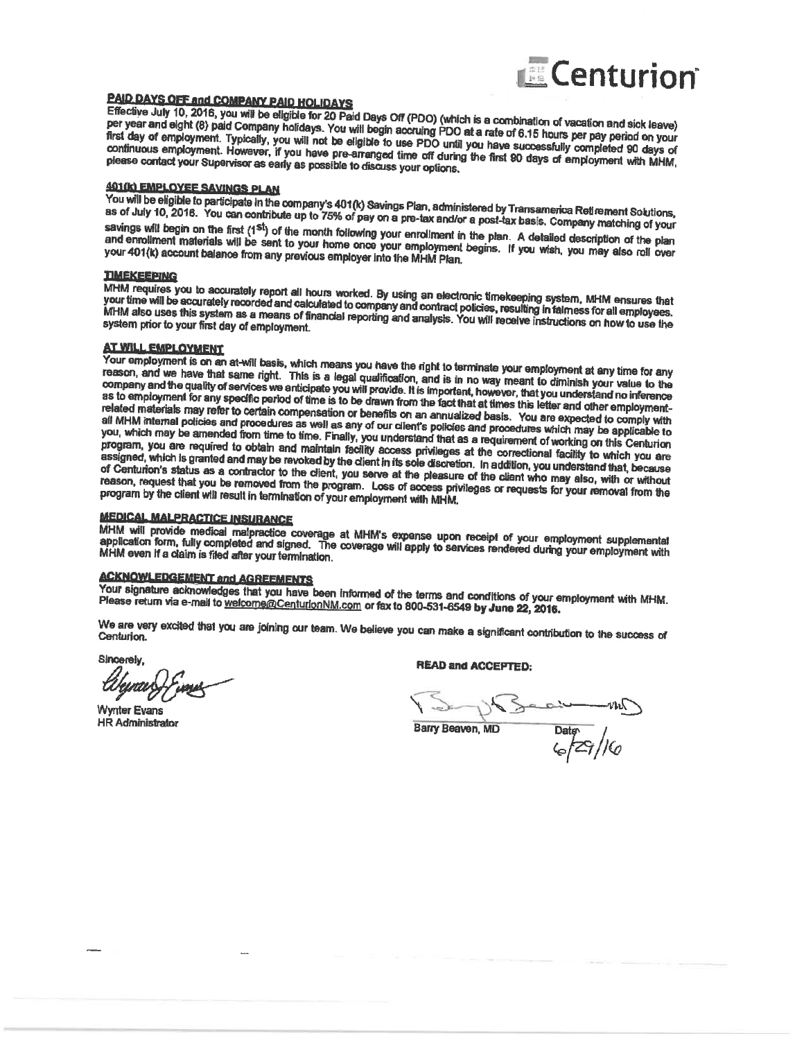Centurion

**PAID DAYS OFF and COMPANY PAID HOLIDAYS**

Effective July 10, 2016, you will be eligible for 20 Paid Days Off (PDO) (which is a combination of vacation and sick leave) per year and eight (8) paid Company holidays. You will begin accruing PDO at a rate of 6.15 hours per pay period on your first day of employment. Typically, you will not be eligible to use PDO until you have successfully completed 90 days of continuous employment. However, if you have pre-arranged time off during the first 90 days of employment with MHM, please contact your Supervisor as early as possible to discuss your options.

**401(k) EMPLOYEE SAVINGS PLAN**

You will be eligible to participate in the company's 401(k) Savings Plan, administered by Transamerica Retirement Solutions, as of July 10, 2016. You can contribute up to 75% of pay on a pre-tax and/or a post-tax basis. Company matching of your savings will begin on the first (1st) of the month following your enrollment in the plan. A detailed description of the plan and enrollment materials will be sent to your home once your employment begins. If you wish, you may also roll over your 401(k) account balance from any previous employer into the MHM Plan.

**TIMEKEEPING**

MHM requires you to accurately report all hours worked. By using an electronic timekeeping system, MHM ensures that your time will be accurately recorded and calculated to company and contract policies, resulting in fairness for all employees. MHM also uses this system as a means of financial reporting and analysis. You will receive instructions on how to use the system prior to your first day of employment.

**AT WILL EMPLOYMENT**

Your employment is on an at-will basis, which means you have the right to terminate your employment at any time for any reason, and we have that same right. This is a legal qualification, and is in no way meant to diminish your value to the company and the quality of services we anticipate you will provide. It is important, however, that you understand no inference as to employment for any specific period of time is to be drawn from the fact that at times this letter and other employment-related materials may refer to certain compensation or benefits on an annualized basis. You are expected to comply with all MHM internal policies and procedures as well as any of our client's policies and procedures which may be applicable to you, which may be amended from time to time. Finally, you understand that as a requirement of working on this Centurion program, you are required to obtain and maintain facility access privileges at the correctional facility to which you are assigned, which is granted and may be revoked by the client in its sole discretion. In addition, you understand that, because of Centurion's status as a contractor to the client, you serve at the pleasure of the client who may also, with or without reason, request that you be removed from the program. Loss of access privileges or requests for your removal from the program by the client will result in termination of your employment with MHM.

**MEDICAL MALPRACTICE INSURANCE**

MHM will provide medical malpractice coverage at MHM's expense upon receipt of your employment supplemental application form, fully completed and signed. The coverage will apply to services rendered during your employment with MHM even if a claim is filed after your termination.

**ACKNOWLEDGEMENT and AGREEMENTS**

Your signature acknowledges that you have been informed of the terms and conditions of your employment with MHM. Please return via e-mail to welcome@CenturionNM.com or fax to 800-531-6549 by June 22, 2016.

We are very excited that you are joining our team. We believe you can make a significant contribution to the success of Centurion.

Sincerely,

*[signature]*

Wynter Evans
HR Administrator

**READ and ACCEPTED:**

*[signature]*

Barry Beaven, MD

Date 6/29/16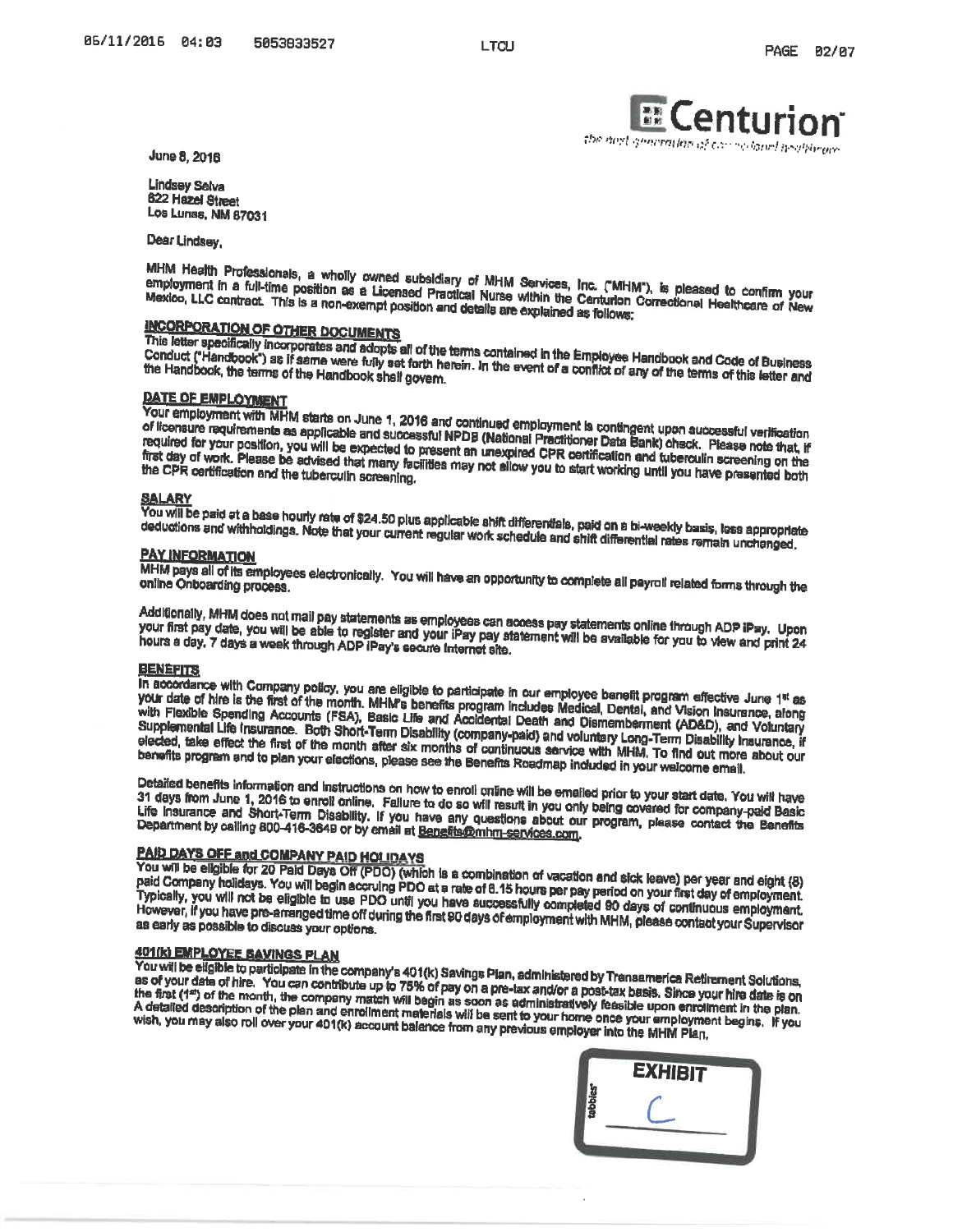**Centurion**

the next generation of correctional healthcare

June 8, 2016

Lindsey Selva
622 Hazel Street
Los Lunas, NM 87031

Dear Lindsey,

MHM Health Professionals, a wholly owned subsidiary of MHM Services, Inc. ("MHM"), is pleased to confirm your employment in a full-time position as a Licensed Practical Nurse within the Centurion Correctional Healthcare of New Mexico, LLC contract. This is a non-exempt position and details are explained as follows:

**INCORPORATION OF OTHER DOCUMENTS**

This letter specifically incorporates and adopts all of the terms contained in the Employee Handbook and Code of Business Conduct ("Handbook") as if same were fully set forth herein. In the event of a conflict of any of the terms of this letter and the Handbook, the terms of the Handbook shall govern.

**DATE OF EMPLOYMENT**

Your employment with MHM starts on June 1, 2016 and continued employment is contingent upon successful verification of licensure requirements as applicable and successful NPDB (National Practitioner Data Bank) check. Please note that, if required for your position, you will be expected to present an unexpired CPR certification and tuberculin screening on the first day of work. Please be advised that many facilities may not allow you to start working until you have presented both the CPR certification and the tuberculin screening.

**SALARY**

You will be paid at a base hourly rate of $24.50 plus applicable shift differentials, paid on a bi-weekly basis, less appropriate deductions and withholdings. Note that your current regular work schedule and shift differential rates remain unchanged.

**PAY INFORMATION**

MHM pays all of its employees electronically. You will have an opportunity to complete all payroll related forms through the online Onboarding process.

Additionally, MHM does not mail pay statements as employees can access pay statements online through ADP iPay. Upon your first pay date, you will be able to register and your iPay pay statement will be available for you to view and print 24 hours a day, 7 days a week through ADP iPay's secure Internet site.

**BENEFITS**

In accordance with Company policy, you are eligible to participate in our employee benefit program effective June 1st as your date of hire is the first of the month. MHM's benefits program includes Medical, Dental, and Vision Insurance, along with Flexible Spending Accounts (FSA), Basic Life and Accidental Death and Dismemberment (AD&D), and Voluntary Supplemental Life Insurance. Both Short-Term Disability (company-paid) and voluntary Long-Term Disability Insurance, if elected, take effect the first of the month after six months of continuous service with MHM. To find out more about our benefits program and to plan your elections, please see the Benefits Roadmap included in your welcome email.

Detailed benefits information and instructions on how to enroll online will be emailed prior to your start date. You will have 31 days from June 1, 2016 to enroll online. Failure to do so will result in you only being covered for company-paid Basic Life Insurance and Short-Term Disability. If you have any questions about our program, please contact the Benefits Department by calling 800-416-3649 or by email at Benefits@mhm-services.com.

**PAID DAYS OFF and COMPANY PAID HOLIDAYS**

You will be eligible for 20 Paid Days Off (PDO) (which is a combination of vacation and sick leave) per year and eight (8) paid Company holidays. You will begin accruing PDO at a rate of 6.15 hours per pay period on your first day of employment. Typically, you will not be eligible to use PDO until you have successfully completed 90 days of continuous employment. However, if you have pre-arranged time off during the first 90 days of employment with MHM, please contact your Supervisor as early as possible to discuss your options.

**401(k) EMPLOYEE SAVINGS PLAN**

You will be eligible to participate in the company's 401(k) Savings Plan, administered by Transamerica Retirement Solutions, as of your date of hire. You can contribute up to 75% of pay on a pre-tax and/or a post-tax basis. Since your hire date is on the first (1st) of the month, the company match will begin as soon as administratively feasible upon enrollment in the plan. A detailed description of the plan and enrollment materials will be sent to your home once your employment begins. If you wish, you may also roll over your 401(k) account balance from any previous employer into the MHM Plan.

EXHIBIT C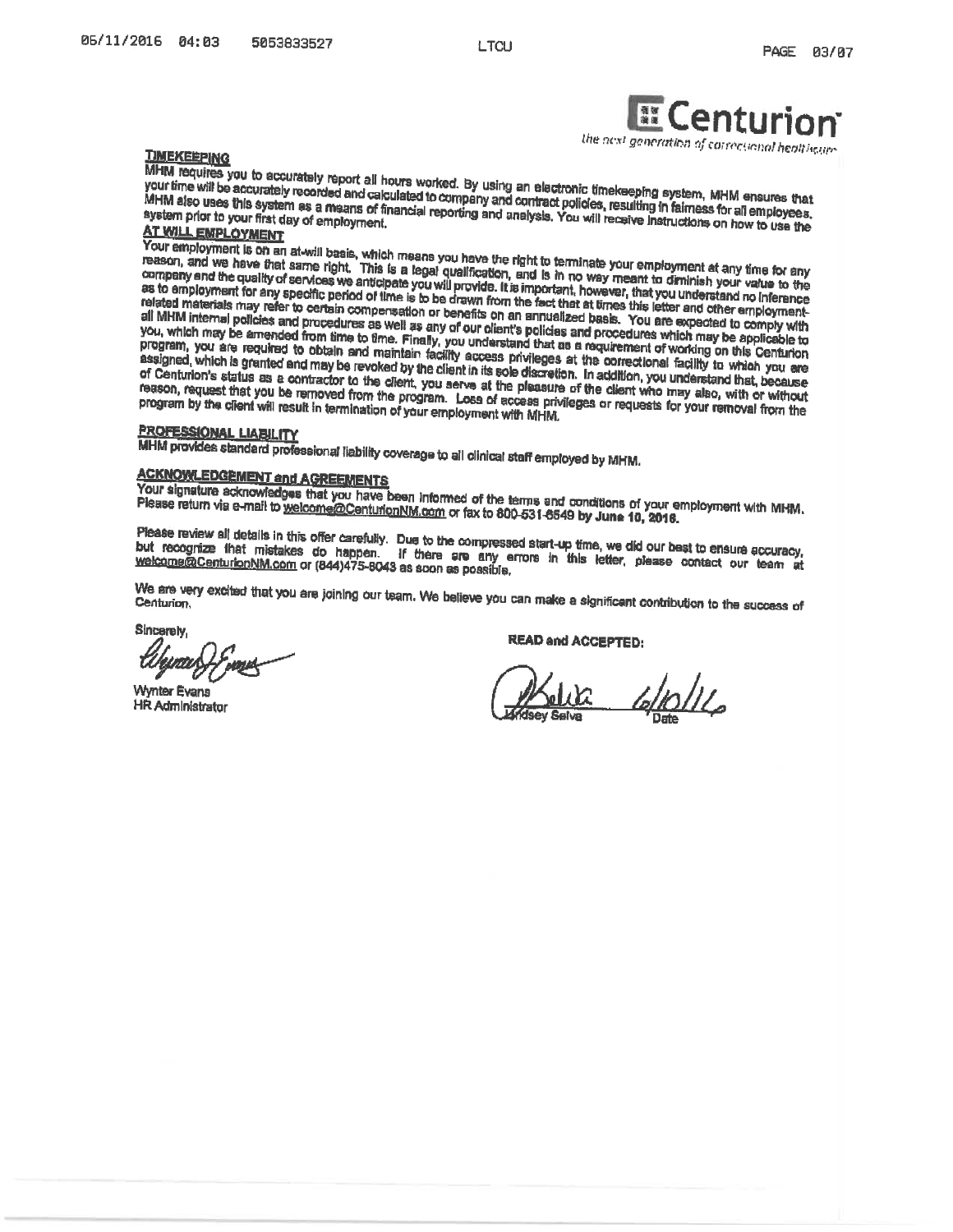**Centurion**

*the next generation of correctional healthcare*

**TIMEKEEPING**

MHM requires you to accurately report all hours worked. By using an electronic timekeeping system, MHM ensures that your time will be accurately recorded and calculated to company and contract policies, resulting in fairness for all employees. MHM also uses this system as a means of financial reporting and analysis. You will receive instructions on how to use the system prior to your first day of employment.

**AT WILL EMPLOYMENT**

Your employment is on an at-will basis, which means you have the right to terminate your employment at any time for any reason, and we have that same right. This is a legal qualification, and is in no way meant to diminish your value to the company and the quality of services we anticipate you will provide. It is important, however, that you understand no inference as to employment for any specific period of time is to be drawn from the fact that at times this letter and other employment-related materials may refer to certain compensation or benefits on an annualized basis. You are expected to comply with all MHM internal policies and procedures as well as any of our client's policies and procedures which may be applicable to you, which may be amended from time to time. Finally, you understand that as a requirement of working on this Centurion program, you are required to obtain and maintain facility access privileges at the correctional facility to which you are assigned, which is granted and may be revoked by the client in its sole discretion. In addition, you understand that, because of Centurion's status as a contractor to the client, you serve at the pleasure of the client who may also, with or without reason, request that you be removed from the program. Loss of access privileges or requests for your removal from the program by the client will result in termination of your employment with MHM.

**PROFESSIONAL LIABILITY**

MHM provides standard professional liability coverage to all clinical staff employed by MHM.

**ACKNOWLEDGEMENT and AGREEMENTS**

Your signature acknowledges that you have been informed of the terms and conditions of your employment with MHM. Please return via e-mail to welcome@CenturionNM.com or fax to 800-531-6549 by June 10, 2016.

Please review all details in this offer carefully. Due to the compressed start-up time, we did our best to ensure accuracy, but recognize that mistakes do happen. If there are any errors in this letter, please contact our team at welcome@CenturionNM.com or (844)475-8043 as soon as possible.

We are very excited that you are joining our team. We believe you can make a significant contribution to the success of Centurion.

Sincerely,

Wynter Evans
HR Administrator

**READ and ACCEPTED:**

Lindsey Selva — Date: 6/10/16